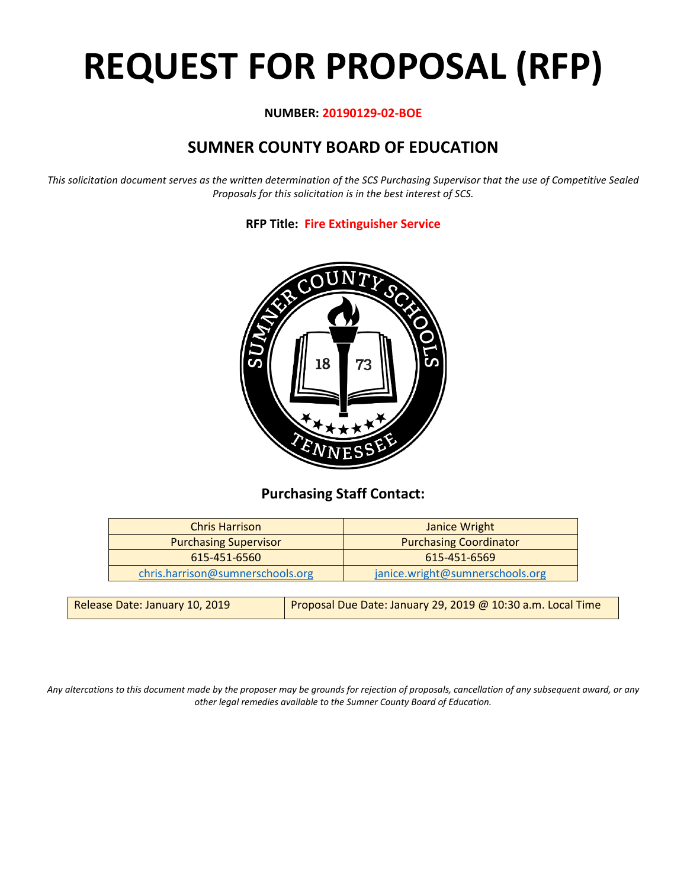# REQUEST FOR PROPOSAL (RFP)

**NUMBER: 20190129-02-BOE**

## SUMNER COUNTY BOARD OF EDUCATION

*This solicitation document serves as the written determination of the SCS Purchasing Supervisor that the use of Competitive Sealed Proposals for this solicitation is in the best interest of SCS.*

**RFP Title: Fire Extinguisher Service**

### Purchasing Staff Contact:

| Chris Harrison | Janice Wright |
|---|---|
| Purchasing Supervisor | Purchasing Coordinator |
| 615-451-6560 | 615-451-6569 |
| chris.harrison@sumnerschools.org | janice.wright@sumnerschools.org |

| Release Date: January 10, 2019 | Proposal Due Date: January 29, 2019 @ 10:30 a.m. Local Time |
|---|---|

*Any altercations to this document made by the proposer may be grounds for rejection of proposals, cancellation of any subsequent award, or any other legal remedies available to the Sumner County Board of Education.*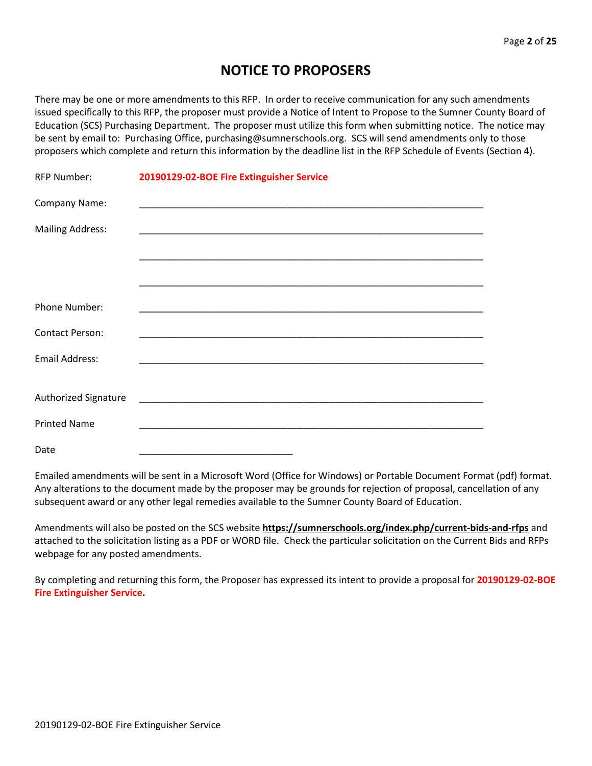# NOTICE TO PROPOSERS

There may be one or more amendments to this RFP. In order to receive communication for any such amendments issued specifically to this RFP, the proposer must provide a Notice of Intent to Propose to the Sumner County Board of Education (SCS) Purchasing Department. The proposer must utilize this form when submitting notice. The notice may be sent by email to: Purchasing Office, purchasing@sumnerschools.org. SCS will send amendments only to those proposers which complete and return this information by the deadline list in the RFP Schedule of Events (Section 4).

RFP Number: **20190129-02-BOE Fire Extinguisher Service**

Company Name: ____________________________________________________________________

Mailing Address: ____________________________________________________________________

____________________________________________________________________

____________________________________________________________________

Phone Number: ____________________________________________________________________

Contact Person: ____________________________________________________________________

Email Address: ____________________________________________________________________

Authorized Signature ____________________________________________________________________

Printed Name ____________________________________________________________________

Date ______________________________

Emailed amendments will be sent in a Microsoft Word (Office for Windows) or Portable Document Format (pdf) format. Any alterations to the document made by the proposer may be grounds for rejection of proposal, cancellation of any subsequent award or any other legal remedies available to the Sumner County Board of Education.

Amendments will also be posted on the SCS website **https://sumnerschools.org/index.php/current-bids-and-rfps** and attached to the solicitation listing as a PDF or WORD file. Check the particular solicitation on the Current Bids and RFPs webpage for any posted amendments.

By completing and returning this form, the Proposer has expressed its intent to provide a proposal for **20190129-02-BOE Fire Extinguisher Service.**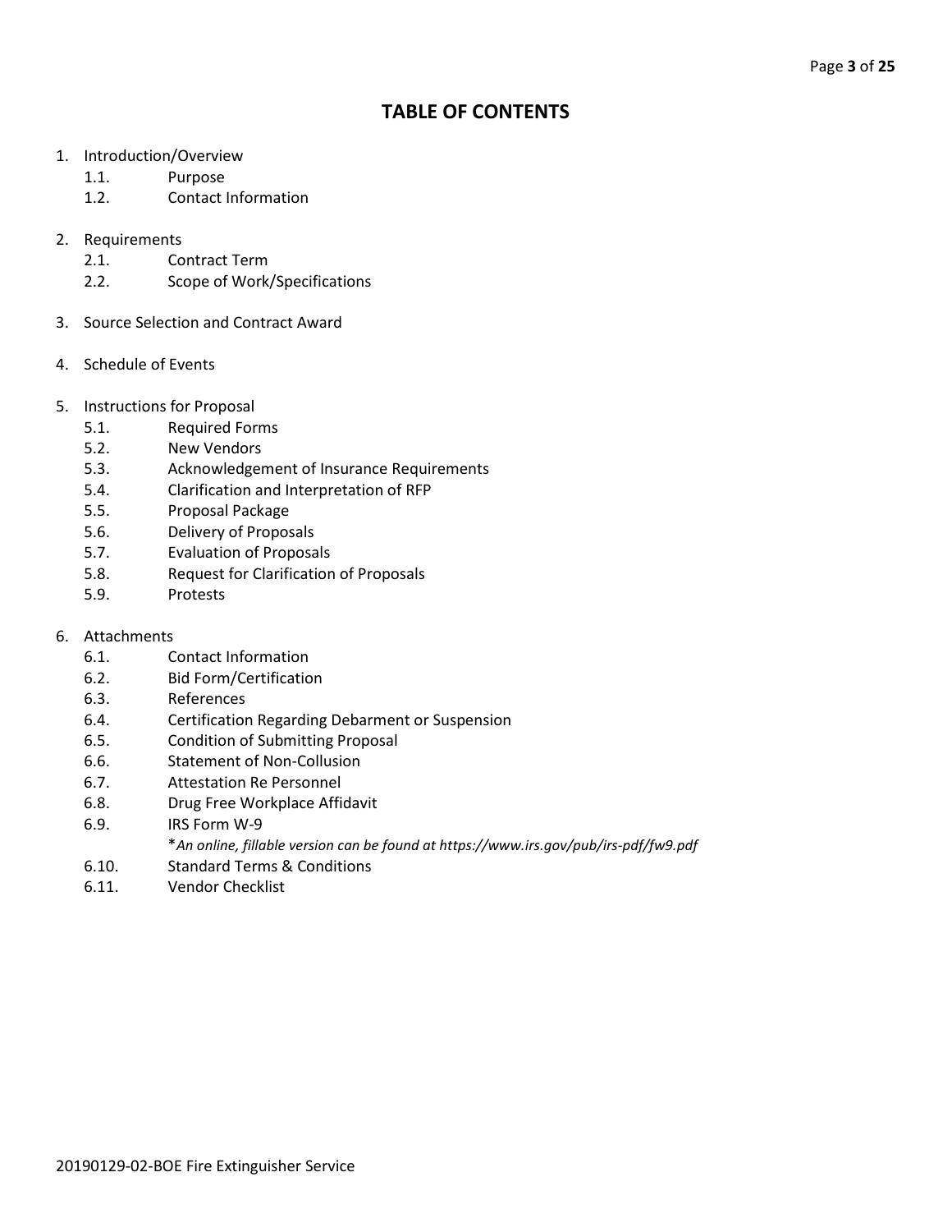# TABLE OF CONTENTS

1. Introduction/Overview
    - 1.1. Purpose
    - 1.2. Contact Information

2. Requirements
    - 2.1. Contract Term
    - 2.2. Scope of Work/Specifications

3. Source Selection and Contract Award

4. Schedule of Events

5. Instructions for Proposal
    - 5.1. Required Forms
    - 5.2. New Vendors
    - 5.3. Acknowledgement of Insurance Requirements
    - 5.4. Clarification and Interpretation of RFP
    - 5.5. Proposal Package
    - 5.6. Delivery of Proposals
    - 5.7. Evaluation of Proposals
    - 5.8. Request for Clarification of Proposals
    - 5.9. Protests

6. Attachments
    - 6.1. Contact Information
    - 6.2. Bid Form/Certification
    - 6.3. References
    - 6.4. Certification Regarding Debarment or Suspension
    - 6.5. Condition of Submitting Proposal
    - 6.6. Statement of Non-Collusion
    - 6.7. Attestation Re Personnel
    - 6.8. Drug Free Workplace Affidavit
    - 6.9. IRS Form W-9
      *\*An online, fillable version can be found at https://www.irs.gov/pub/irs-pdf/fw9.pdf*
    - 6.10. Standard Terms & Conditions
    - 6.11. Vendor Checklist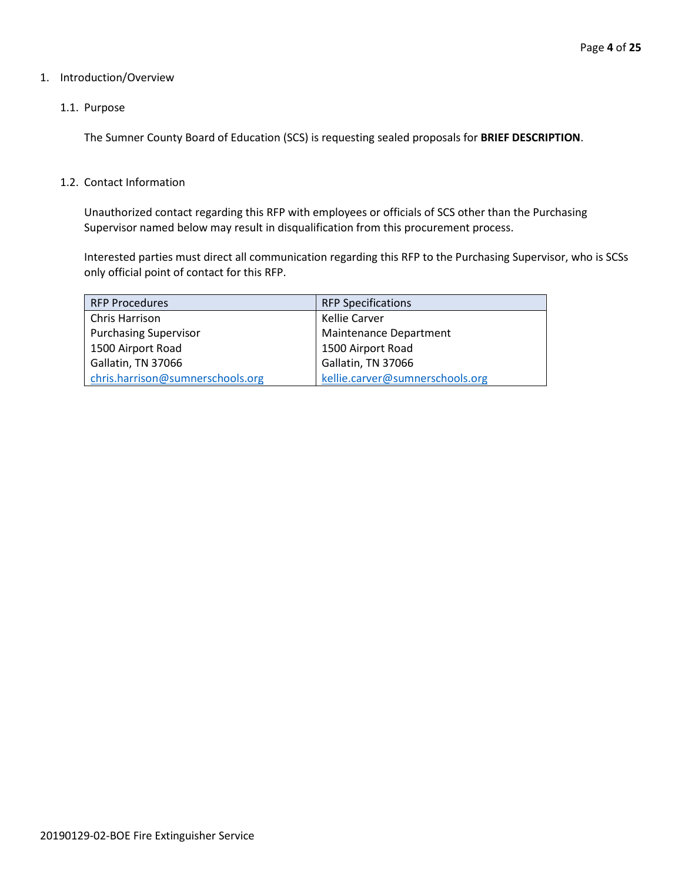# 1. Introduction/Overview

## 1.1. Purpose

The Sumner County Board of Education (SCS) is requesting sealed proposals for **BRIEF DESCRIPTION**.

## 1.2. Contact Information

Unauthorized contact regarding this RFP with employees or officials of SCS other than the Purchasing Supervisor named below may result in disqualification from this procurement process.

Interested parties must direct all communication regarding this RFP to the Purchasing Supervisor, who is SCSs only official point of contact for this RFP.

| RFP Procedures | RFP Specifications |
| --- | --- |
| Chris Harrison | Kellie Carver |
| Purchasing Supervisor | Maintenance Department |
| 1500 Airport Road | 1500 Airport Road |
| Gallatin, TN 37066 | Gallatin, TN 37066 |
| chris.harrison@sumnerschools.org | kellie.carver@sumnerschools.org |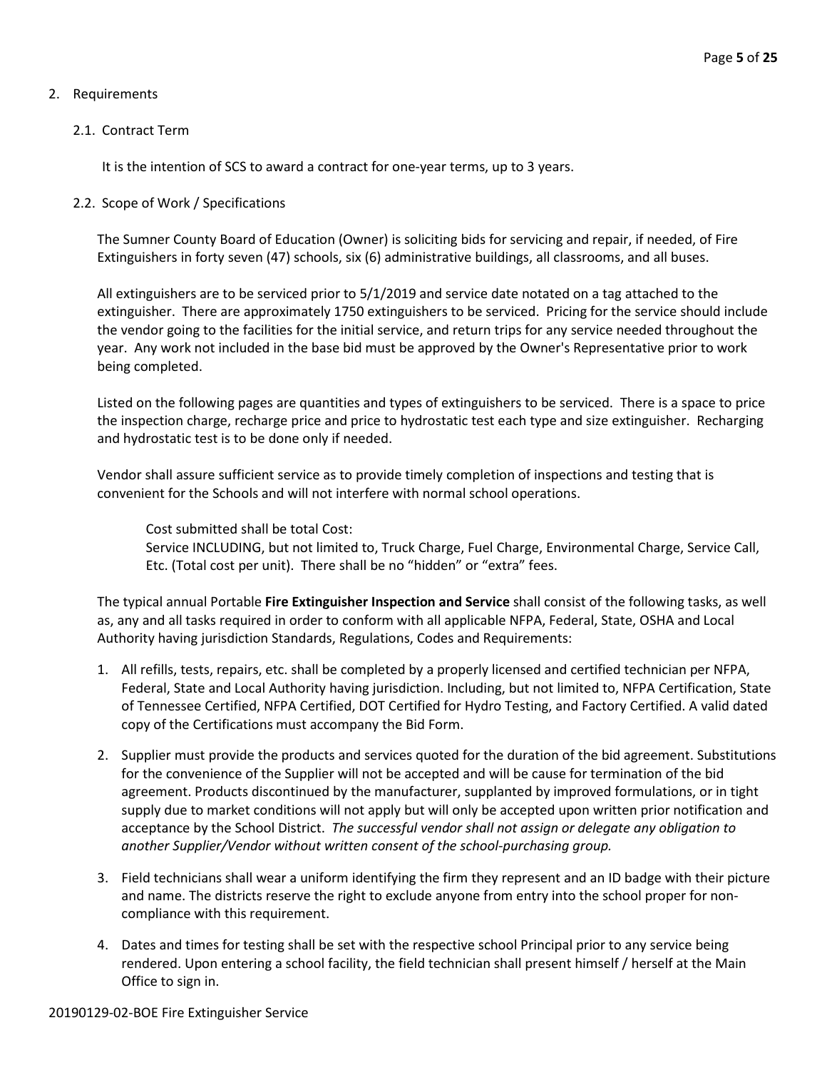2. Requirements

   2.1. Contract Term

   It is the intention of SCS to award a contract for one-year terms, up to 3 years.

   2.2. Scope of Work / Specifications

   The Sumner County Board of Education (Owner) is soliciting bids for servicing and repair, if needed, of Fire Extinguishers in forty seven (47) schools, six (6) administrative buildings, all classrooms, and all buses.

   All extinguishers are to be serviced prior to 5/1/2019 and service date notated on a tag attached to the extinguisher. There are approximately 1750 extinguishers to be serviced. Pricing for the service should include the vendor going to the facilities for the initial service, and return trips for any service needed throughout the year. Any work not included in the base bid must be approved by the Owner's Representative prior to work being completed.

   Listed on the following pages are quantities and types of extinguishers to be serviced. There is a space to price the inspection charge, recharge price and price to hydrostatic test each type and size extinguisher. Recharging and hydrostatic test is to be done only if needed.

   Vendor shall assure sufficient service as to provide timely completion of inspections and testing that is convenient for the Schools and will not interfere with normal school operations.

   > Cost submitted shall be total Cost:
   > Service INCLUDING, but not limited to, Truck Charge, Fuel Charge, Environmental Charge, Service Call, Etc. (Total cost per unit). There shall be no "hidden" or "extra" fees.

   The typical annual Portable **Fire Extinguisher Inspection and Service** shall consist of the following tasks, as well as, any and all tasks required in order to conform with all applicable NFPA, Federal, State, OSHA and Local Authority having jurisdiction Standards, Regulations, Codes and Requirements:

   1. All refills, tests, repairs, etc. shall be completed by a properly licensed and certified technician per NFPA, Federal, State and Local Authority having jurisdiction. Including, but not limited to, NFPA Certification, State of Tennessee Certified, NFPA Certified, DOT Certified for Hydro Testing, and Factory Certified. A valid dated copy of the Certifications must accompany the Bid Form.

   2. Supplier must provide the products and services quoted for the duration of the bid agreement. Substitutions for the convenience of the Supplier will not be accepted and will be cause for termination of the bid agreement. Products discontinued by the manufacturer, supplanted by improved formulations, or in tight supply due to market conditions will not apply but will only be accepted upon written prior notification and acceptance by the School District. *The successful vendor shall not assign or delegate any obligation to another Supplier/Vendor without written consent of the school-purchasing group.*

   3. Field technicians shall wear a uniform identifying the firm they represent and an ID badge with their picture and name. The districts reserve the right to exclude anyone from entry into the school proper for non-compliance with this requirement.

   4. Dates and times for testing shall be set with the respective school Principal prior to any service being rendered. Upon entering a school facility, the field technician shall present himself / herself at the Main Office to sign in.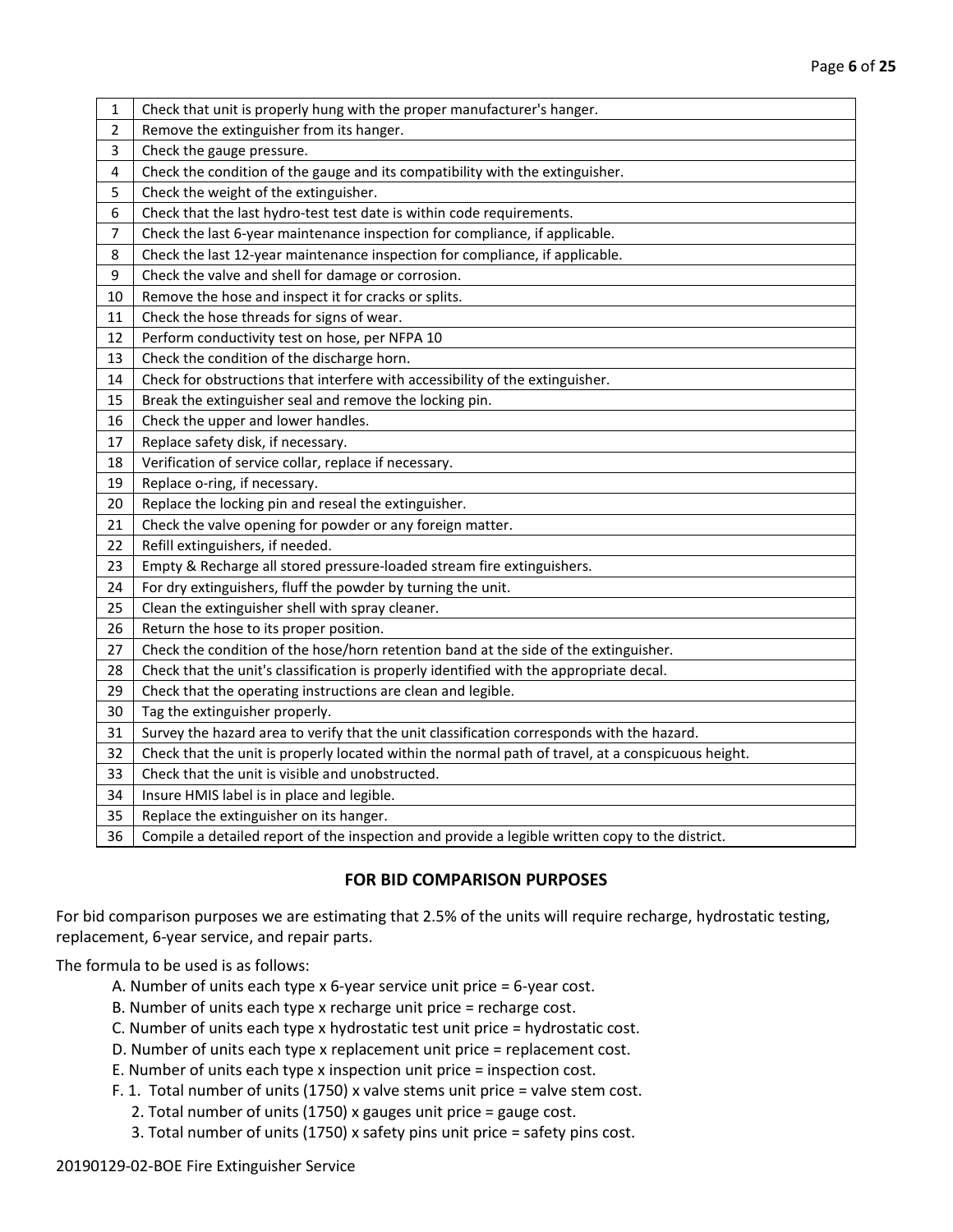| | |
|---|---|
| 1 | Check that unit is properly hung with the proper manufacturer's hanger. |
| 2 | Remove the extinguisher from its hanger. |
| 3 | Check the gauge pressure. |
| 4 | Check the condition of the gauge and its compatibility with the extinguisher. |
| 5 | Check the weight of the extinguisher. |
| 6 | Check that the last hydro-test test date is within code requirements. |
| 7 | Check the last 6-year maintenance inspection for compliance, if applicable. |
| 8 | Check the last 12-year maintenance inspection for compliance, if applicable. |
| 9 | Check the valve and shell for damage or corrosion. |
| 10 | Remove the hose and inspect it for cracks or splits. |
| 11 | Check the hose threads for signs of wear. |
| 12 | Perform conductivity test on hose, per NFPA 10 |
| 13 | Check the condition of the discharge horn. |
| 14 | Check for obstructions that interfere with accessibility of the extinguisher. |
| 15 | Break the extinguisher seal and remove the locking pin. |
| 16 | Check the upper and lower handles. |
| 17 | Replace safety disk, if necessary. |
| 18 | Verification of service collar, replace if necessary. |
| 19 | Replace o-ring, if necessary. |
| 20 | Replace the locking pin and reseal the extinguisher. |
| 21 | Check the valve opening for powder or any foreign matter. |
| 22 | Refill extinguishers, if needed. |
| 23 | Empty & Recharge all stored pressure-loaded stream fire extinguishers. |
| 24 | For dry extinguishers, fluff the powder by turning the unit. |
| 25 | Clean the extinguisher shell with spray cleaner. |
| 26 | Return the hose to its proper position. |
| 27 | Check the condition of the hose/horn retention band at the side of the extinguisher. |
| 28 | Check that the unit's classification is properly identified with the appropriate decal. |
| 29 | Check that the operating instructions are clean and legible. |
| 30 | Tag the extinguisher properly. |
| 31 | Survey the hazard area to verify that the unit classification corresponds with the hazard. |
| 32 | Check that the unit is properly located within the normal path of travel, at a conspicuous height. |
| 33 | Check that the unit is visible and unobstructed. |
| 34 | Insure HMIS label is in place and legible. |
| 35 | Replace the extinguisher on its hanger. |
| 36 | Compile a detailed report of the inspection and provide a legible written copy to the district. |

## FOR BID COMPARISON PURPOSES

For bid comparison purposes we are estimating that 2.5% of the units will require recharge, hydrostatic testing, replacement, 6-year service, and repair parts.

The formula to be used is as follows:

A. Number of units each type x 6-year service unit price = 6-year cost.
B. Number of units each type x recharge unit price = recharge cost.
C. Number of units each type x hydrostatic test unit price = hydrostatic cost.
D. Number of units each type x replacement unit price = replacement cost.
E. Number of units each type x inspection unit price = inspection cost.
F. 1. Total number of units (1750) x valve stems unit price = valve stem cost.
   2. Total number of units (1750) x gauges unit price = gauge cost.
   3. Total number of units (1750) x safety pins unit price = safety pins cost.

20190129-02-BOE Fire Extinguisher Service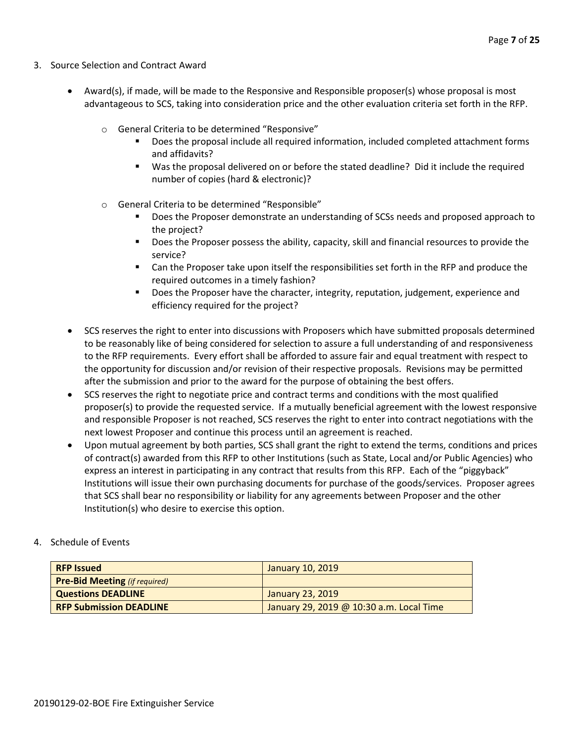3. Source Selection and Contract Award

- Award(s), if made, will be made to the Responsive and Responsible proposer(s) whose proposal is most advantageous to SCS, taking into consideration price and the other evaluation criteria set forth in the RFP.
    - General Criteria to be determined "Responsive"
        - Does the proposal include all required information, included completed attachment forms and affidavits?
        - Was the proposal delivered on or before the stated deadline? Did it include the required number of copies (hard & electronic)?
    - General Criteria to be determined "Responsible"
        - Does the Proposer demonstrate an understanding of SCSs needs and proposed approach to the project?
        - Does the Proposer possess the ability, capacity, skill and financial resources to provide the service?
        - Can the Proposer take upon itself the responsibilities set forth in the RFP and produce the required outcomes in a timely fashion?
        - Does the Proposer have the character, integrity, reputation, judgement, experience and efficiency required for the project?
- SCS reserves the right to enter into discussions with Proposers which have submitted proposals determined to be reasonably like of being considered for selection to assure a full understanding of and responsiveness to the RFP requirements. Every effort shall be afforded to assure fair and equal treatment with respect to the opportunity for discussion and/or revision of their respective proposals. Revisions may be permitted after the submission and prior to the award for the purpose of obtaining the best offers.
- SCS reserves the right to negotiate price and contract terms and conditions with the most qualified proposer(s) to provide the requested service. If a mutually beneficial agreement with the lowest responsive and responsible Proposer is not reached, SCS reserves the right to enter into contract negotiations with the next lowest Proposer and continue this process until an agreement is reached.
- Upon mutual agreement by both parties, SCS shall grant the right to extend the terms, conditions and prices of contract(s) awarded from this RFP to other Institutions (such as State, Local and/or Public Agencies) who express an interest in participating in any contract that results from this RFP. Each of the "piggyback" Institutions will issue their own purchasing documents for purchase of the goods/services. Proposer agrees that SCS shall bear no responsibility or liability for any agreements between Proposer and the other Institution(s) who desire to exercise this option.

4. Schedule of Events

| | |
|---|---|
| **RFP Issued** | January 10, 2019 |
| **Pre-Bid Meeting** *(if required)* | |
| **Questions DEADLINE** | January 23, 2019 |
| **RFP Submission DEADLINE** | January 29, 2019 @ 10:30 a.m. Local Time |

20190129-02-BOE Fire Extinguisher Service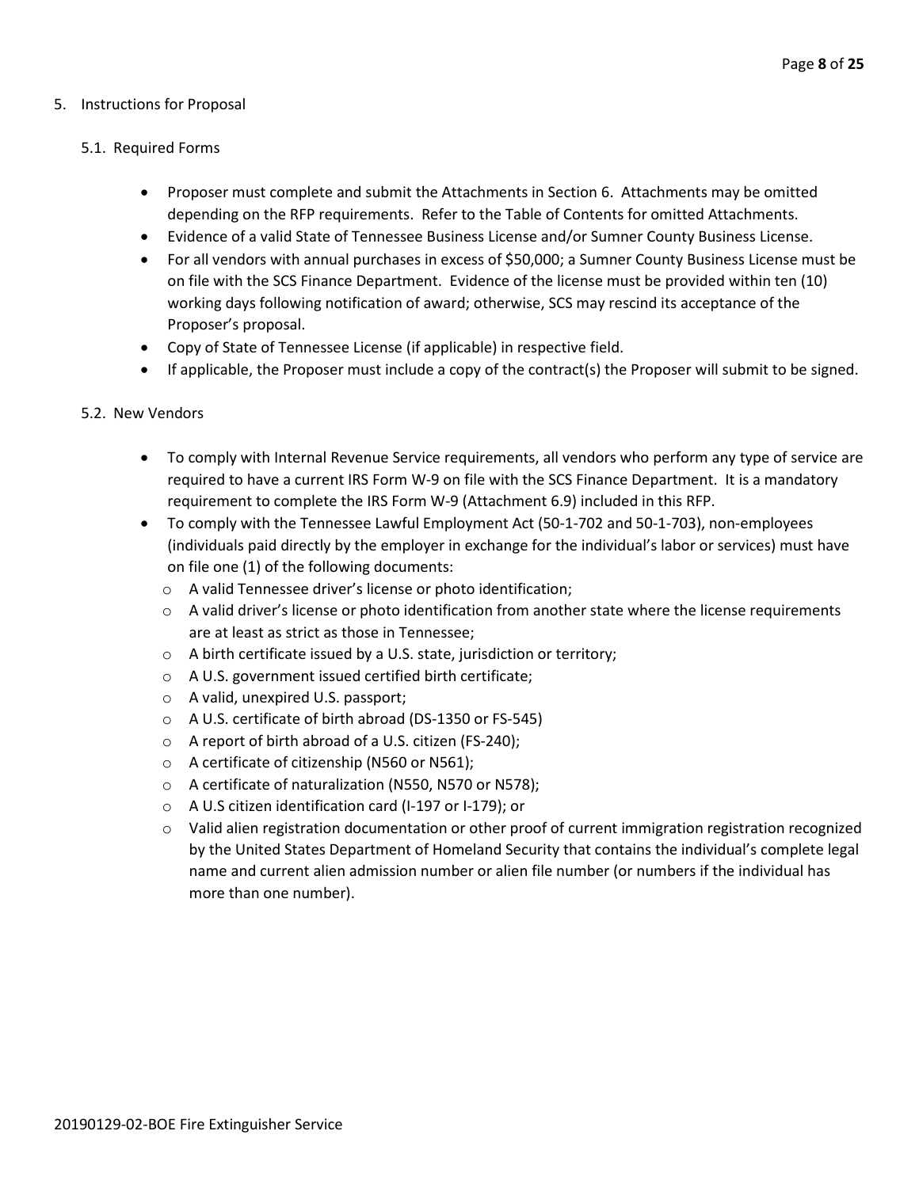5. Instructions for Proposal

5.1. Required Forms

- Proposer must complete and submit the Attachments in Section 6. Attachments may be omitted depending on the RFP requirements. Refer to the Table of Contents for omitted Attachments.
- Evidence of a valid State of Tennessee Business License and/or Sumner County Business License.
- For all vendors with annual purchases in excess of $50,000; a Sumner County Business License must be on file with the SCS Finance Department. Evidence of the license must be provided within ten (10) working days following notification of award; otherwise, SCS may rescind its acceptance of the Proposer's proposal.
- Copy of State of Tennessee License (if applicable) in respective field.
- If applicable, the Proposer must include a copy of the contract(s) the Proposer will submit to be signed.

5.2. New Vendors

- To comply with Internal Revenue Service requirements, all vendors who perform any type of service are required to have a current IRS Form W-9 on file with the SCS Finance Department. It is a mandatory requirement to complete the IRS Form W-9 (Attachment 6.9) included in this RFP.
- To comply with the Tennessee Lawful Employment Act (50-1-702 and 50-1-703), non-employees (individuals paid directly by the employer in exchange for the individual's labor or services) must have on file one (1) of the following documents:
  - A valid Tennessee driver's license or photo identification;
  - A valid driver's license or photo identification from another state where the license requirements are at least as strict as those in Tennessee;
  - A birth certificate issued by a U.S. state, jurisdiction or territory;
  - A U.S. government issued certified birth certificate;
  - A valid, unexpired U.S. passport;
  - A U.S. certificate of birth abroad (DS-1350 or FS-545)
  - A report of birth abroad of a U.S. citizen (FS-240);
  - A certificate of citizenship (N560 or N561);
  - A certificate of naturalization (N550, N570 or N578);
  - A U.S citizen identification card (I-197 or I-179); or
  - Valid alien registration documentation or other proof of current immigration registration recognized by the United States Department of Homeland Security that contains the individual's complete legal name and current alien admission number or alien file number (or numbers if the individual has more than one number).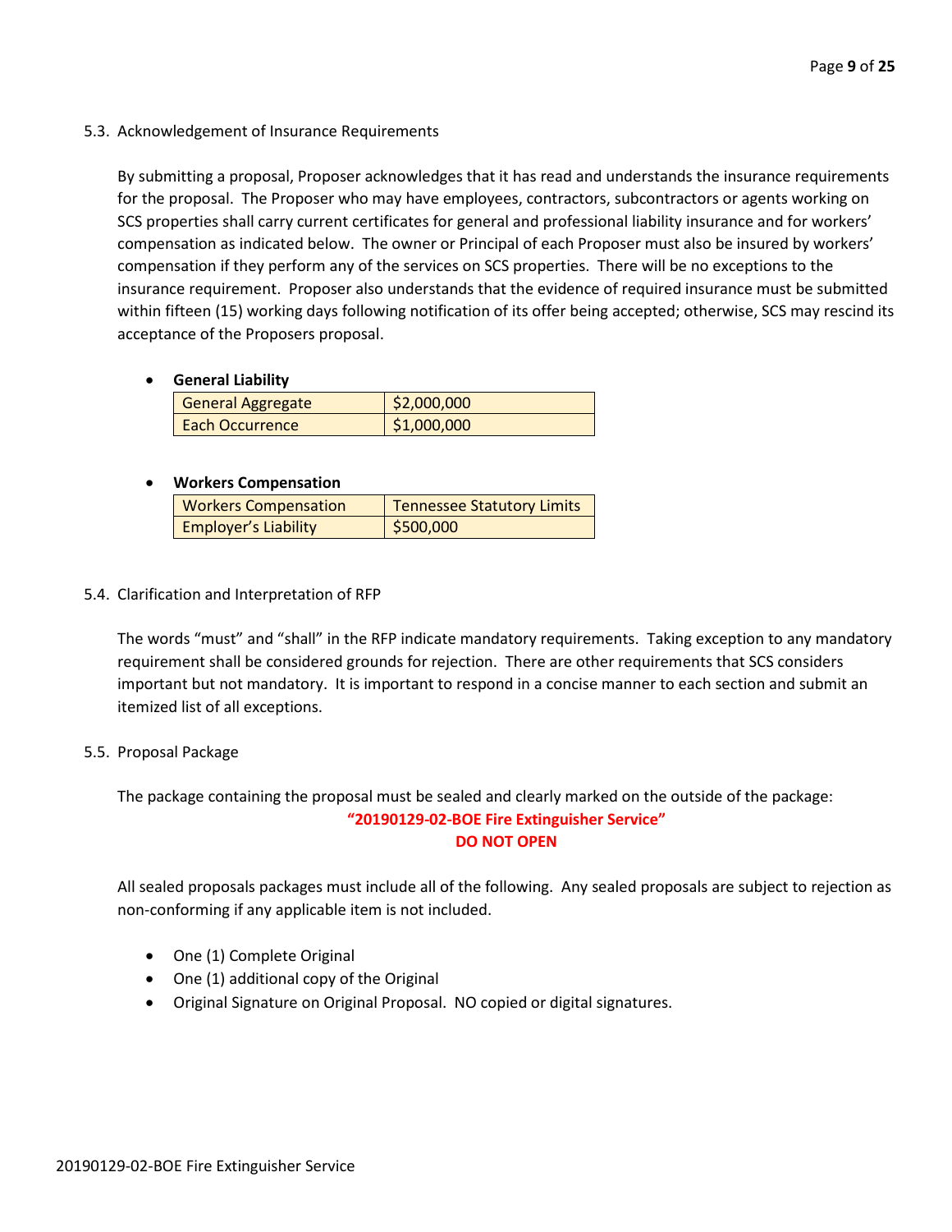### 5.3. Acknowledgement of Insurance Requirements

By submitting a proposal, Proposer acknowledges that it has read and understands the insurance requirements for the proposal. The Proposer who may have employees, contractors, subcontractors or agents working on SCS properties shall carry current certificates for general and professional liability insurance and for workers' compensation as indicated below. The owner or Principal of each Proposer must also be insured by workers' compensation if they perform any of the services on SCS properties. There will be no exceptions to the insurance requirement. Proposer also understands that the evidence of required insurance must be submitted within fifteen (15) working days following notification of its offer being accepted; otherwise, SCS may rescind its acceptance of the Proposers proposal.

- **General Liability**

| General Aggregate | $2,000,000 |
|---|---|
| Each Occurrence | $1,000,000 |

- **Workers Compensation**

| Workers Compensation | Tennessee Statutory Limits |
|---|---|
| Employer's Liability | $500,000 |

### 5.4. Clarification and Interpretation of RFP

The words "must" and "shall" in the RFP indicate mandatory requirements. Taking exception to any mandatory requirement shall be considered grounds for rejection. There are other requirements that SCS considers important but not mandatory. It is important to respond in a concise manner to each section and submit an itemized list of all exceptions.

### 5.5. Proposal Package

The package containing the proposal must be sealed and clearly marked on the outside of the package:

**"20190129-02-BOE Fire Extinguisher Service"**
**DO NOT OPEN**

All sealed proposals packages must include all of the following. Any sealed proposals are subject to rejection as non-conforming if any applicable item is not included.

- One (1) Complete Original
- One (1) additional copy of the Original
- Original Signature on Original Proposal. NO copied or digital signatures.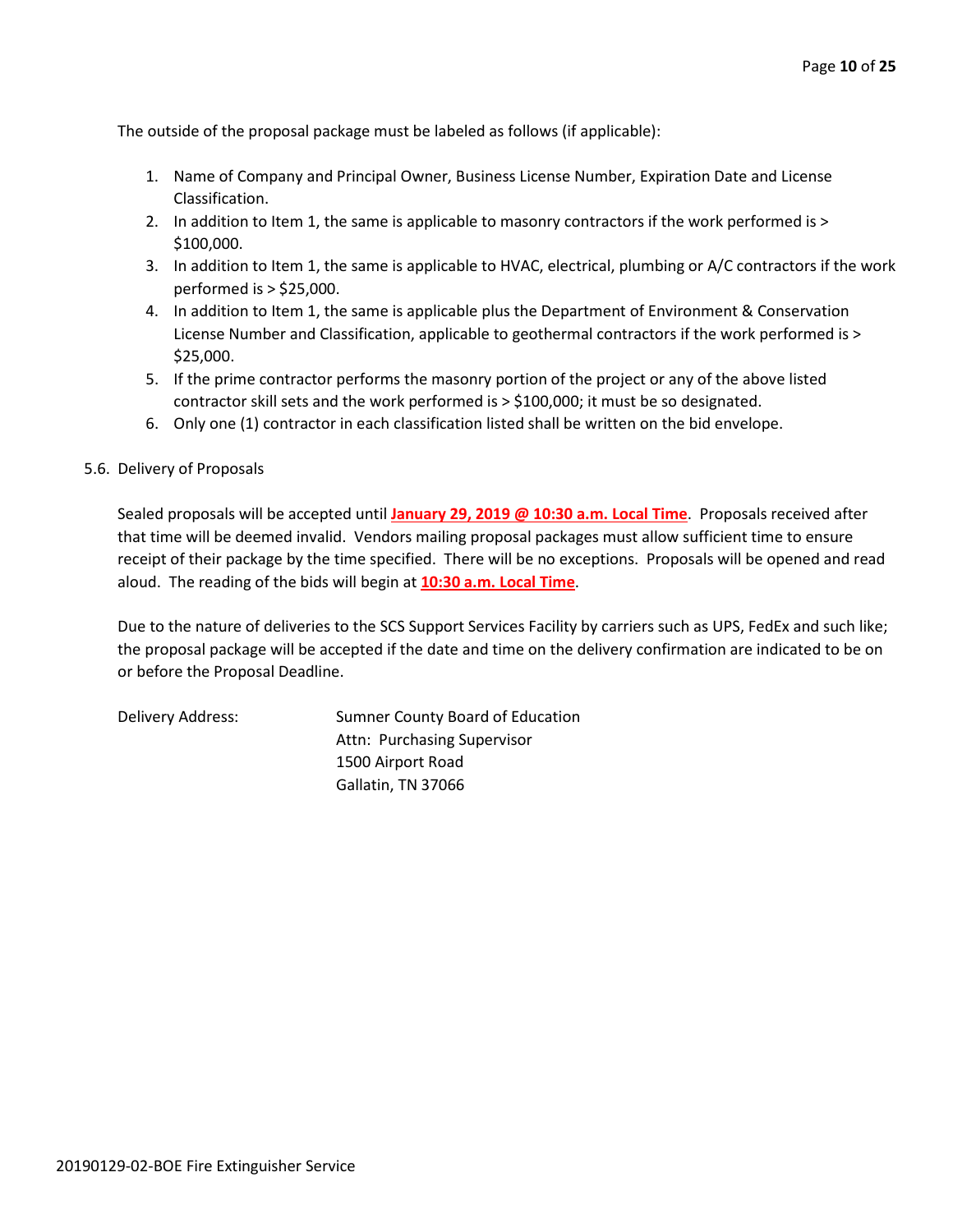The outside of the proposal package must be labeled as follows (if applicable):

1. Name of Company and Principal Owner, Business License Number, Expiration Date and License Classification.
2. In addition to Item 1, the same is applicable to masonry contractors if the work performed is > $100,000.
3. In addition to Item 1, the same is applicable to HVAC, electrical, plumbing or A/C contractors if the work performed is > $25,000.
4. In addition to Item 1, the same is applicable plus the Department of Environment & Conservation License Number and Classification, applicable to geothermal contractors if the work performed is > $25,000.
5. If the prime contractor performs the masonry portion of the project or any of the above listed contractor skill sets and the work performed is > $100,000; it must be so designated.
6. Only one (1) contractor in each classification listed shall be written on the bid envelope.

5.6. Delivery of Proposals

Sealed proposals will be accepted until **January 29, 2019 @ 10:30 a.m. Local Time**. Proposals received after that time will be deemed invalid. Vendors mailing proposal packages must allow sufficient time to ensure receipt of their package by the time specified. There will be no exceptions. Proposals will be opened and read aloud. The reading of the bids will begin at **10:30 a.m. Local Time**.

Due to the nature of deliveries to the SCS Support Services Facility by carriers such as UPS, FedEx and such like; the proposal package will be accepted if the date and time on the delivery confirmation are indicated to be on or before the Proposal Deadline.

Delivery Address:

Sumner County Board of Education
Attn: Purchasing Supervisor
1500 Airport Road
Gallatin, TN 37066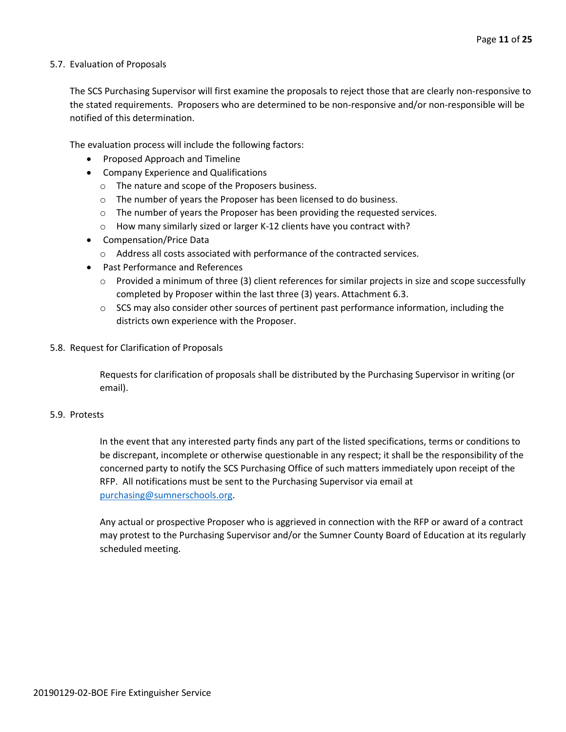## 5.7. Evaluation of Proposals

The SCS Purchasing Supervisor will first examine the proposals to reject those that are clearly non-responsive to the stated requirements. Proposers who are determined to be non-responsive and/or non-responsible will be notified of this determination.

The evaluation process will include the following factors:

- Proposed Approach and Timeline
- Company Experience and Qualifications
    - The nature and scope of the Proposers business.
    - The number of years the Proposer has been licensed to do business.
    - The number of years the Proposer has been providing the requested services.
    - How many similarly sized or larger K-12 clients have you contract with?
- Compensation/Price Data
    - Address all costs associated with performance of the contracted services.
- Past Performance and References
    - Provided a minimum of three (3) client references for similar projects in size and scope successfully completed by Proposer within the last three (3) years. Attachment 6.3.
    - SCS may also consider other sources of pertinent past performance information, including the districts own experience with the Proposer.

## 5.8. Request for Clarification of Proposals

Requests for clarification of proposals shall be distributed by the Purchasing Supervisor in writing (or email).

## 5.9. Protests

In the event that any interested party finds any part of the listed specifications, terms or conditions to be discrepant, incomplete or otherwise questionable in any respect; it shall be the responsibility of the concerned party to notify the SCS Purchasing Office of such matters immediately upon receipt of the RFP. All notifications must be sent to the Purchasing Supervisor via email at purchasing@sumnerschools.org.

Any actual or prospective Proposer who is aggrieved in connection with the RFP or award of a contract may protest to the Purchasing Supervisor and/or the Sumner County Board of Education at its regularly scheduled meeting.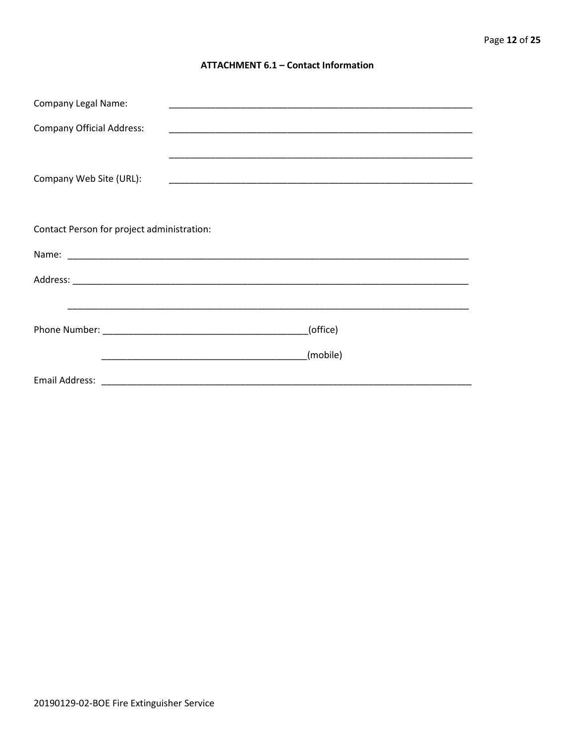**ATTACHMENT 6.1 – Contact Information**

Company Legal Name: ____________________________________________________________

Company Official Address: ____________________________________________________________

____________________________________________________________

Company Web Site (URL): ____________________________________________________________

Contact Person for project administration:

Name: ________________________________________________________________________________

Address: ______________________________________________________________________________

______________________________________________________________________________

Phone Number: ________________________________________(office)

________________________________________(mobile)

Email Address: ___________________________________________________________________________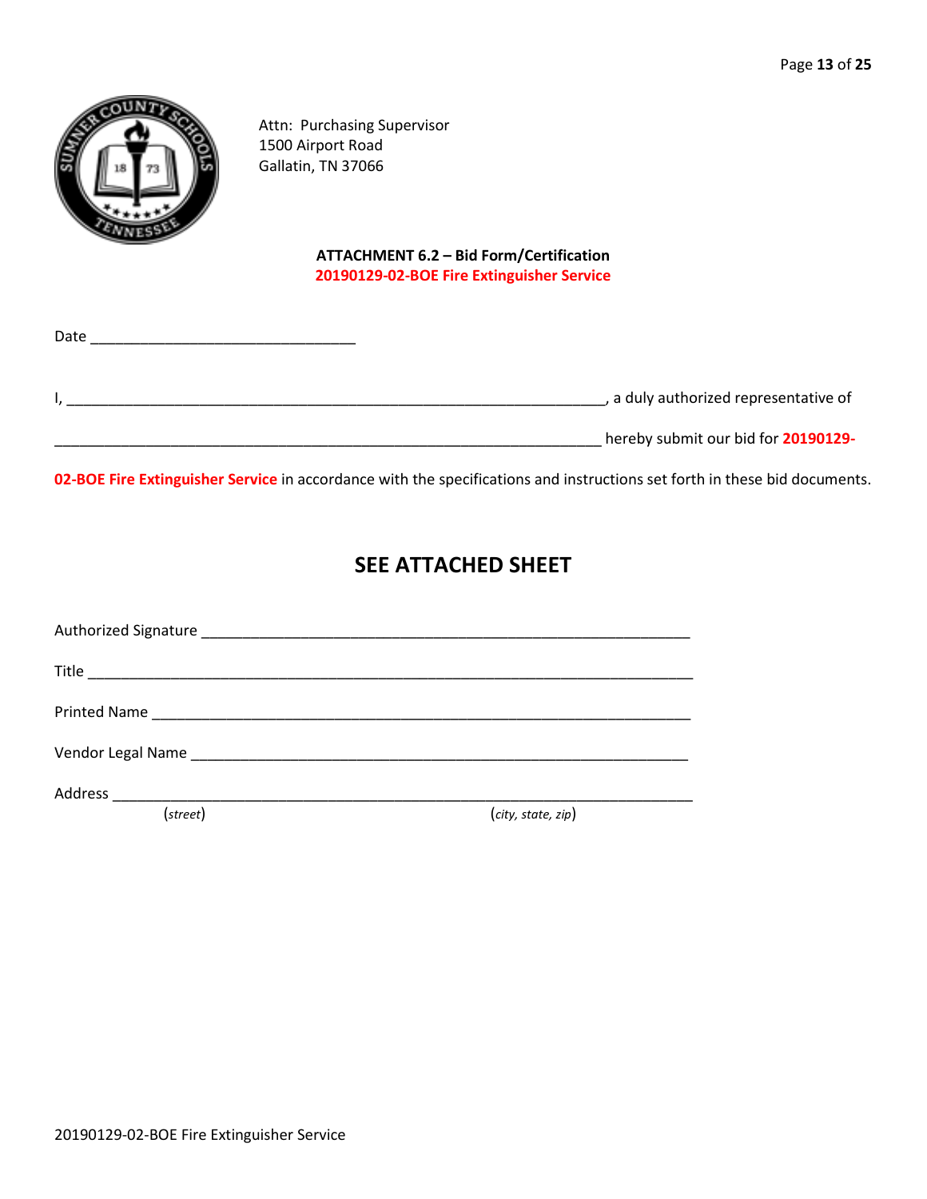Attn: Purchasing Supervisor
1500 Airport Road
Gallatin, TN 37066

**ATTACHMENT 6.2 – Bid Form/Certification**
**20190129-02-BOE Fire Extinguisher Service**

Date ________________________________

I, ____________________________________________________________________, a duly authorized representative of

______________________________________________________________________ hereby submit our bid for **20190129-02-BOE Fire Extinguisher Service** in accordance with the specifications and instructions set forth in these bid documents.

## SEE ATTACHED SHEET

Authorized Signature ______________________________________________________________

Title ____________________________________________________________________________

Printed Name _____________________________________________________________________

Vendor Legal Name _________________________________________________________________

Address _________________________________________________________________________
(*street*) (*city, state, zip*)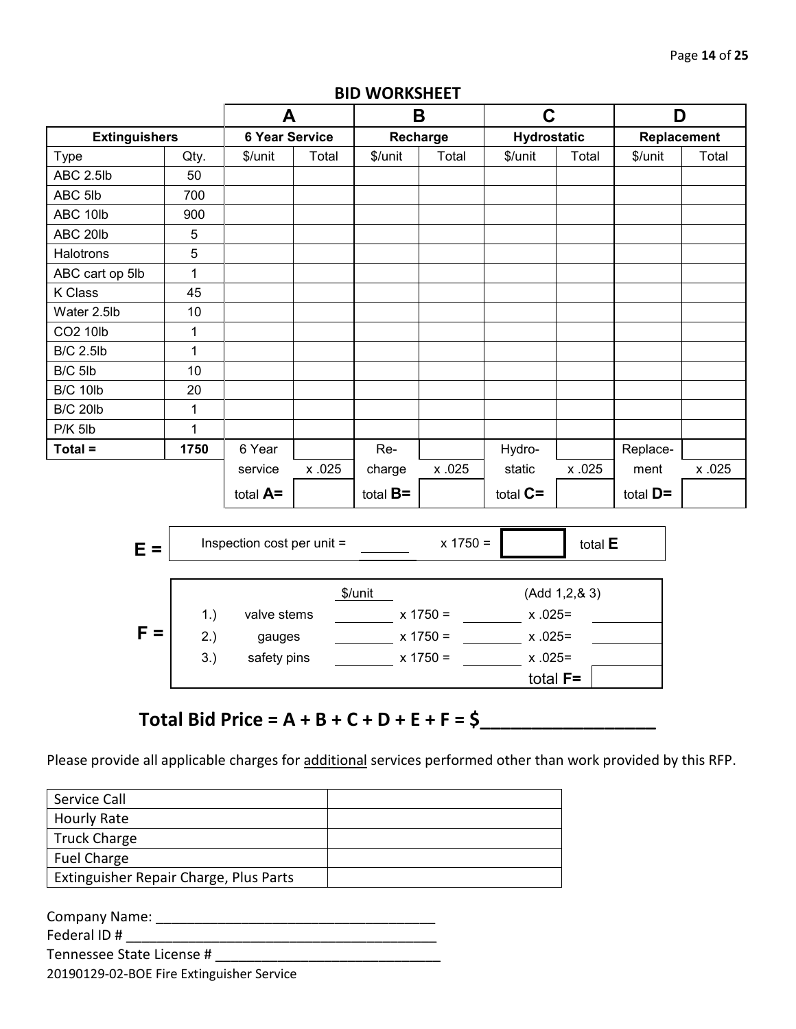## BID WORKSHEET

| | | A | | B | | C | | D | |
|---|---|---|---|---|---|---|---|---|---|
| **Extinguishers** | | **6 Year Service** | | **Recharge** | | **Hydrostatic** | | **Replacement** | |
| Type | Qty. | $/unit | Total | $/unit | Total | $/unit | Total | $/unit | Total |
| ABC 2.5lb | 50 | | | | | | | | |
| ABC 5lb | 700 | | | | | | | | |
| ABC 10lb | 900 | | | | | | | | |
| ABC 20lb | 5 | | | | | | | | |
| Halotrons | 5 | | | | | | | | |
| ABC cart op 5lb | 1 | | | | | | | | |
| K Class | 45 | | | | | | | | |
| Water 2.5lb | 10 | | | | | | | | |
| CO2 10lb | 1 | | | | | | | | |
| B/C 2.5lb | 1 | | | | | | | | |
| B/C 5lb | 10 | | | | | | | | |
| B/C 10lb | 20 | | | | | | | | |
| B/C 20lb | 1 | | | | | | | | |
| P/K 5lb | 1 | | | | | | | | |
| **Total =** | **1750** | 6 Year | | Re- | | Hydro- | | Replace- | |
| | | service | x .025 | charge | x .025 | static | x .025 | ment | x .025 |
| | | total **A=** | | total **B=** | | total **C=** | | total **D=** | |

**E =** Inspection cost per unit = ______ x 1750 = ______ total **E**

**F =**

| | | $/unit | | | (Add 1,2,& 3) | |
|---|---|---|---|---|---|---|
| 1.) | valve stems | | x 1750 = | | x .025= | |
| 2.) | gauges | | x 1750 = | | x .025= | |
| 3.) | safety pins | | x 1750 = | | x .025= | |
| | | | | | total **F=** | |

## Total Bid Price = A + B + C + D + E + F = $_______________

Please provide all applicable charges for additional services performed other than work provided by this RFP.

| | |
|---|---|
| Service Call | |
| Hourly Rate | |
| Truck Charge | |
| Fuel Charge | |
| Extinguisher Repair Charge, Plus Parts | |

Company Name: ____________________________________

Federal ID # ________________________________________

Tennessee State License # ____________________________

20190129-02-BOE Fire Extinguisher Service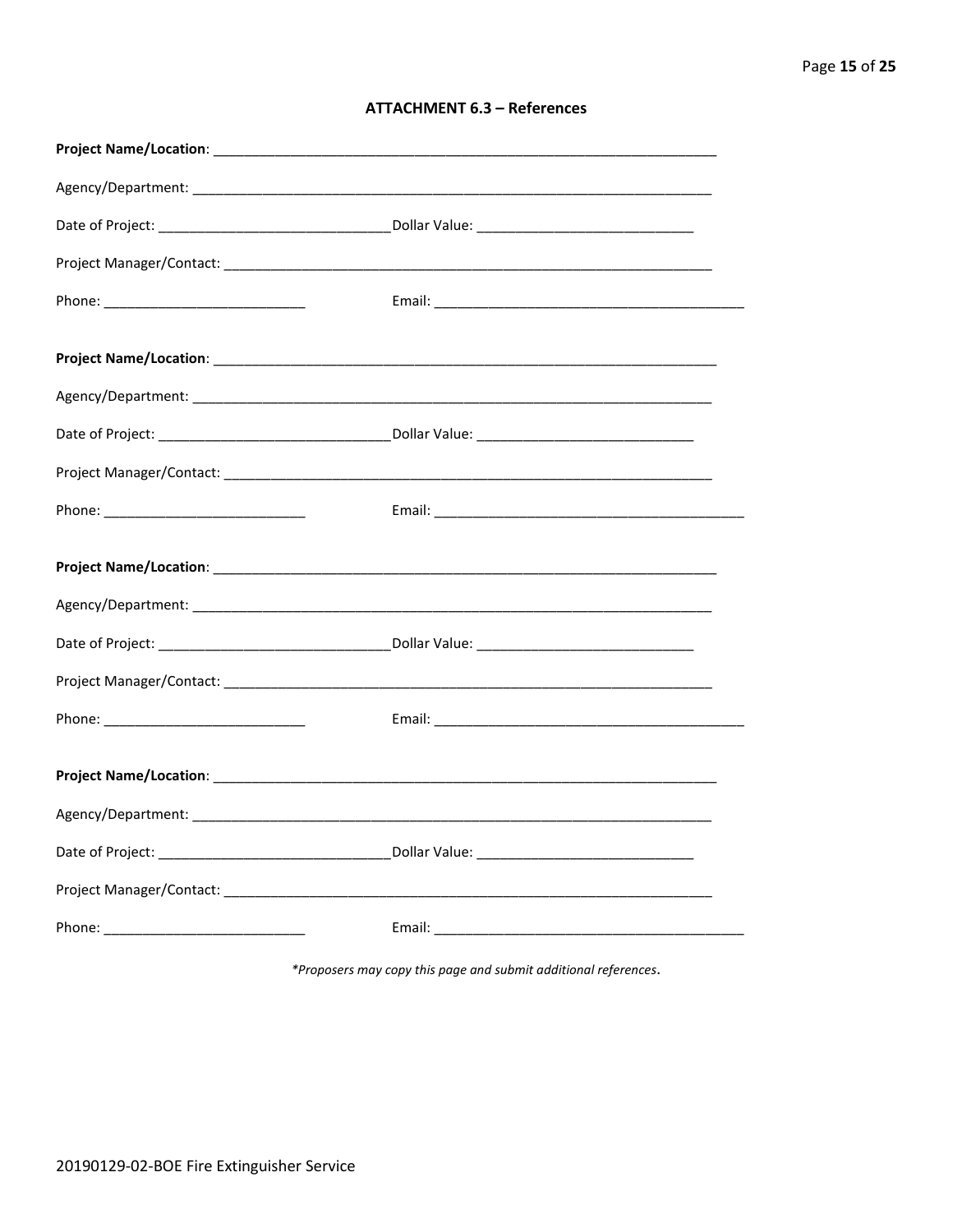### ATTACHMENT 6.3 – References

**Project Name/Location**: ____________________________________________________________________

Agency/Department: ____________________________________________________________________

Date of Project: ______________________________Dollar Value: ____________________________

Project Manager/Contact: ________________________________________________________________

Phone: ___________________________ Email: _________________________________________

**Project Name/Location**: ____________________________________________________________________

Agency/Department: ____________________________________________________________________

Date of Project: ______________________________Dollar Value: ____________________________

Project Manager/Contact: ________________________________________________________________

Phone: ___________________________ Email: _________________________________________

**Project Name/Location**: ____________________________________________________________________

Agency/Department: ____________________________________________________________________

Date of Project: ______________________________Dollar Value: ____________________________

Project Manager/Contact: ________________________________________________________________

Phone: ___________________________ Email: _________________________________________

**Project Name/Location**: ____________________________________________________________________

Agency/Department: ____________________________________________________________________

Date of Project: ______________________________Dollar Value: ____________________________

Project Manager/Contact: ________________________________________________________________

Phone: ___________________________ Email: _________________________________________

*\*Proposers may copy this page and submit additional references.*

20190129-02-BOE Fire Extinguisher Service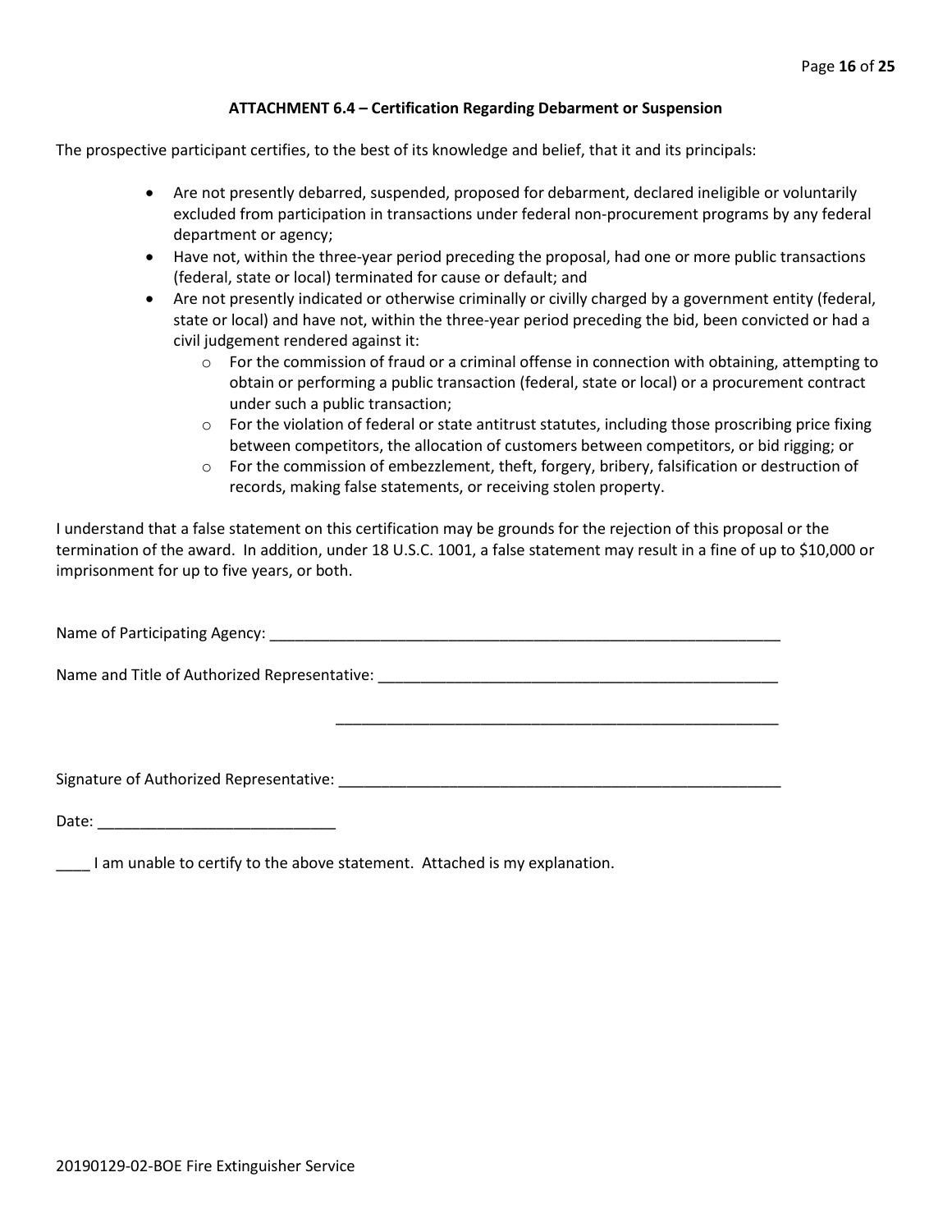### ATTACHMENT 6.4 – Certification Regarding Debarment or Suspension

The prospective participant certifies, to the best of its knowledge and belief, that it and its principals:

- Are not presently debarred, suspended, proposed for debarment, declared ineligible or voluntarily excluded from participation in transactions under federal non-procurement programs by any federal department or agency;
- Have not, within the three-year period preceding the proposal, had one or more public transactions (federal, state or local) terminated for cause or default; and
- Are not presently indicated or otherwise criminally or civilly charged by a government entity (federal, state or local) and have not, within the three-year period preceding the bid, been convicted or had a civil judgement rendered against it:
  - For the commission of fraud or a criminal offense in connection with obtaining, attempting to obtain or performing a public transaction (federal, state or local) or a procurement contract under such a public transaction;
  - For the violation of federal or state antitrust statutes, including those proscribing price fixing between competitors, the allocation of customers between competitors, or bid rigging; or
  - For the commission of embezzlement, theft, forgery, bribery, falsification or destruction of records, making false statements, or receiving stolen property.

I understand that a false statement on this certification may be grounds for the rejection of this proposal or the termination of the award. In addition, under 18 U.S.C. 1001, a false statement may result in a fine of up to $10,000 or imprisonment for up to five years, or both.

Name of Participating Agency: ______________________________________________________________

Name and Title of Authorized Representative: ___________________________________________________

______________________________________________________

Signature of Authorized Representative: ______________________________________________________

Date: ____________________________

____ I am unable to certify to the above statement. Attached is my explanation.

20190129-02-BOE Fire Extinguisher Service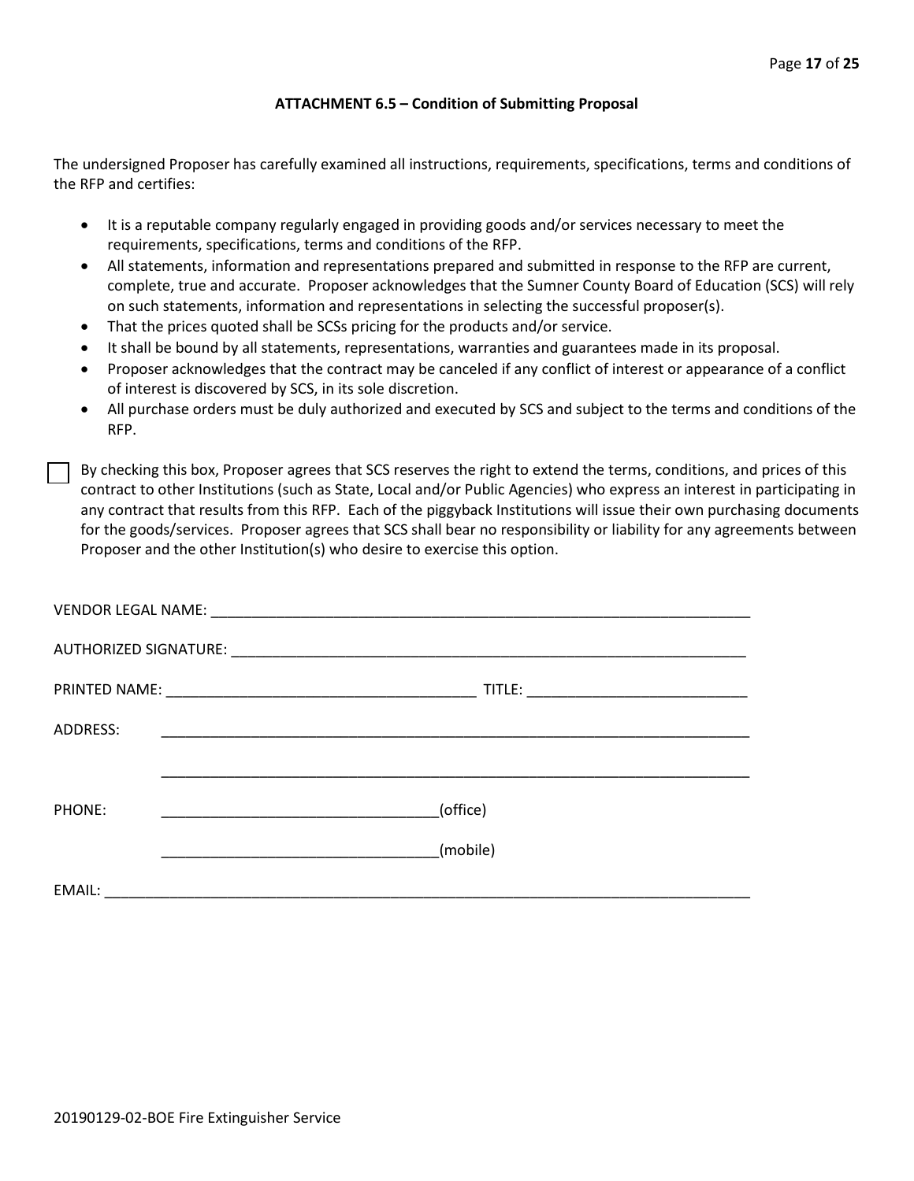### ATTACHMENT 6.5 – Condition of Submitting Proposal

The undersigned Proposer has carefully examined all instructions, requirements, specifications, terms and conditions of the RFP and certifies:

- It is a reputable company regularly engaged in providing goods and/or services necessary to meet the requirements, specifications, terms and conditions of the RFP.
- All statements, information and representations prepared and submitted in response to the RFP are current, complete, true and accurate. Proposer acknowledges that the Sumner County Board of Education (SCS) will rely on such statements, information and representations in selecting the successful proposer(s).
- That the prices quoted shall be SCSs pricing for the products and/or service.
- It shall be bound by all statements, representations, warranties and guarantees made in its proposal.
- Proposer acknowledges that the contract may be canceled if any conflict of interest or appearance of a conflict of interest is discovered by SCS, in its sole discretion.
- All purchase orders must be duly authorized and executed by SCS and subject to the terms and conditions of the RFP.

☐ By checking this box, Proposer agrees that SCS reserves the right to extend the terms, conditions, and prices of this contract to other Institutions (such as State, Local and/or Public Agencies) who express an interest in participating in any contract that results from this RFP. Each of the piggyback Institutions will issue their own purchasing documents for the goods/services. Proposer agrees that SCS shall bear no responsibility or liability for any agreements between Proposer and the other Institution(s) who desire to exercise this option.

VENDOR LEGAL NAME: ______________________________________________________________

AUTHORIZED SIGNATURE: __________________________________________________________

PRINTED NAME: ____________________________________ TITLE: __________________________

ADDRESS: ________________________________________________________________________

________________________________________________________________________

PHONE: __________________________________(office)

__________________________________(mobile)

EMAIL: __________________________________________________________________________

20190129-02-BOE Fire Extinguisher Service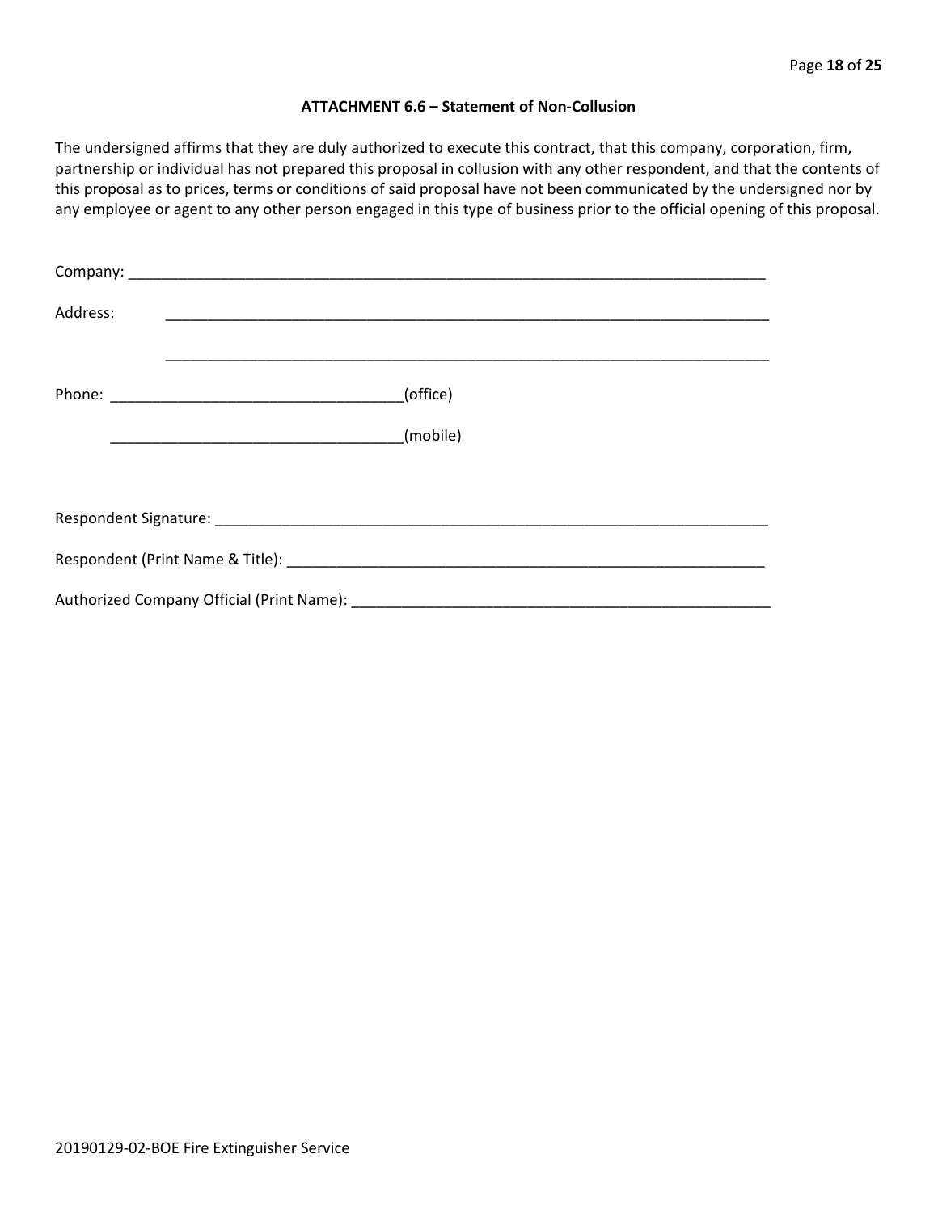**ATTACHMENT 6.6 – Statement of Non-Collusion**

The undersigned affirms that they are duly authorized to execute this contract, that this company, corporation, firm, partnership or individual has not prepared this proposal in collusion with any other respondent, and that the contents of this proposal as to prices, terms or conditions of said proposal have not been communicated by the undersigned nor by any employee or agent to any other person engaged in this type of business prior to the official opening of this proposal.

Company: ______________________________________________________________________________

Address: ___________________________________________________________________________

___________________________________________________________________________

Phone: ___________________________________(office)

___________________________________(mobile)

Respondent Signature: ____________________________________________________________________

Respondent (Print Name & Title): ____________________________________________________________

Authorized Company Official (Print Name): ____________________________________________________

20190129-02-BOE Fire Extinguisher Service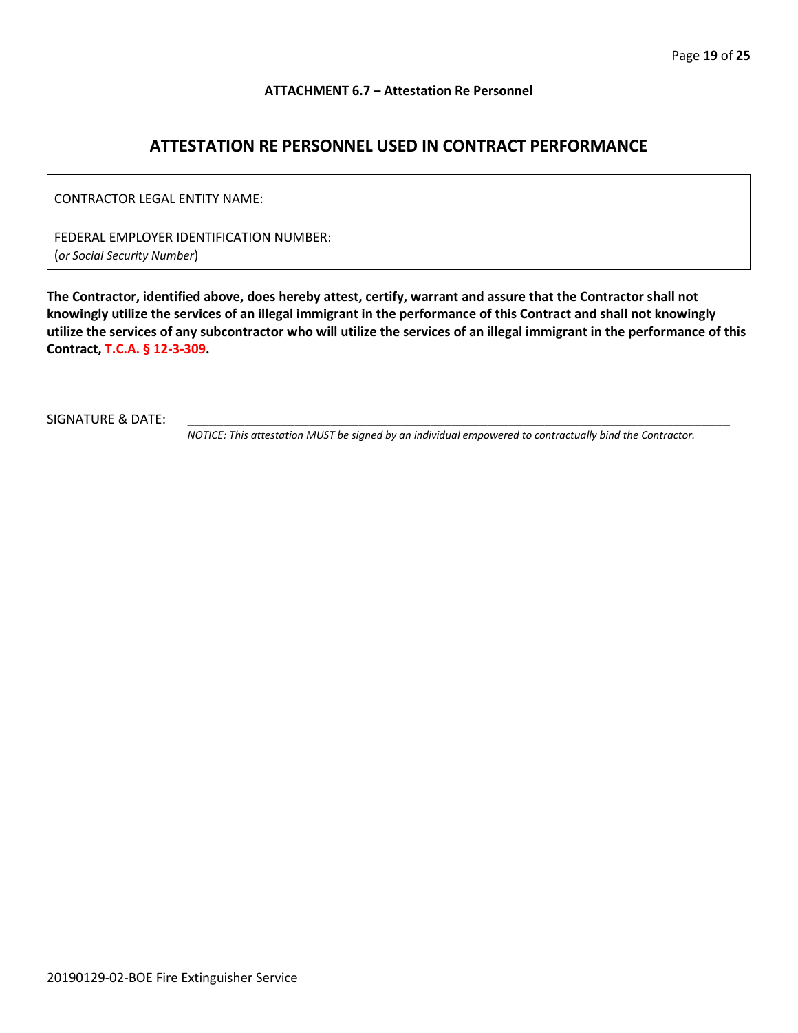**ATTACHMENT 6.7 – Attestation Re Personnel**

## ATTESTATION RE PERSONNEL USED IN CONTRACT PERFORMANCE

| | |
|---|---|
| CONTRACTOR LEGAL ENTITY NAME: | |
| FEDERAL EMPLOYER IDENTIFICATION NUMBER: (*or Social Security Number*) | |

**The Contractor, identified above, does hereby attest, certify, warrant and assure that the Contractor shall not knowingly utilize the services of an illegal immigrant in the performance of this Contract and shall not knowingly utilize the services of any subcontractor who will utilize the services of an illegal immigrant in the performance of this Contract, T.C.A. § 12-3-309.**

SIGNATURE & DATE: ______________________________________________________________________

*NOTICE: This attestation MUST be signed by an individual empowered to contractually bind the Contractor.*

20190129-02-BOE Fire Extinguisher Service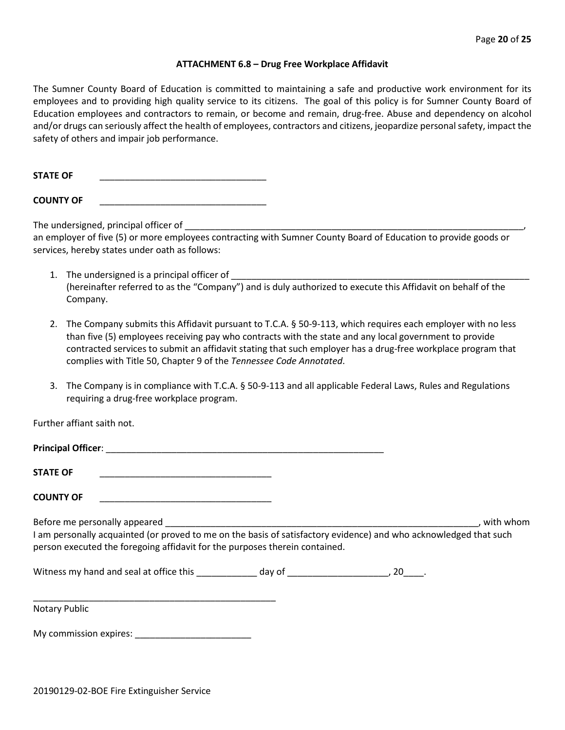## ATTACHMENT 6.8 – Drug Free Workplace Affidavit

The Sumner County Board of Education is committed to maintaining a safe and productive work environment for its employees and to providing high quality service to its citizens. The goal of this policy is for Sumner County Board of Education employees and contractors to remain, or become and remain, drug-free. Abuse and dependency on alcohol and/or drugs can seriously affect the health of employees, contractors and citizens, jeopardize personal safety, impact the safety of others and impair job performance.

**STATE OF** ________________________________

**COUNTY OF** ________________________________

The undersigned, principal officer of ______________________________________________________________________, an employer of five (5) or more employees contracting with Sumner County Board of Education to provide goods or services, hereby states under oath as follows:

1. The undersigned is a principal officer of ____________________________________________________________ (hereinafter referred to as the "Company") and is duly authorized to execute this Affidavit on behalf of the Company.

2. The Company submits this Affidavit pursuant to T.C.A. § 50-9-113, which requires each employer with no less than five (5) employees receiving pay who contracts with the state and any local government to provide contracted services to submit an affidavit stating that such employer has a drug-free workplace program that complies with Title 50, Chapter 9 of the *Tennessee Code Annotated*.

3. The Company is in compliance with T.C.A. § 50-9-113 and all applicable Federal Laws, Rules and Regulations requiring a drug-free workplace program.

Further affiant saith not.

**Principal Officer**: ______________________________________________________

**STATE OF** __________________________________

**COUNTY OF** __________________________________

Before me personally appeared _________________________________________________________________, with whom I am personally acquainted (or proved to me on the basis of satisfactory evidence) and who acknowledged that such person executed the foregoing affidavit for the purposes therein contained.

Witness my hand and seal at office this ____________ day of ____________________, 20____.

_________________________________________________

Notary Public

My commission expires: _______________________

20190129-02-BOE Fire Extinguisher Service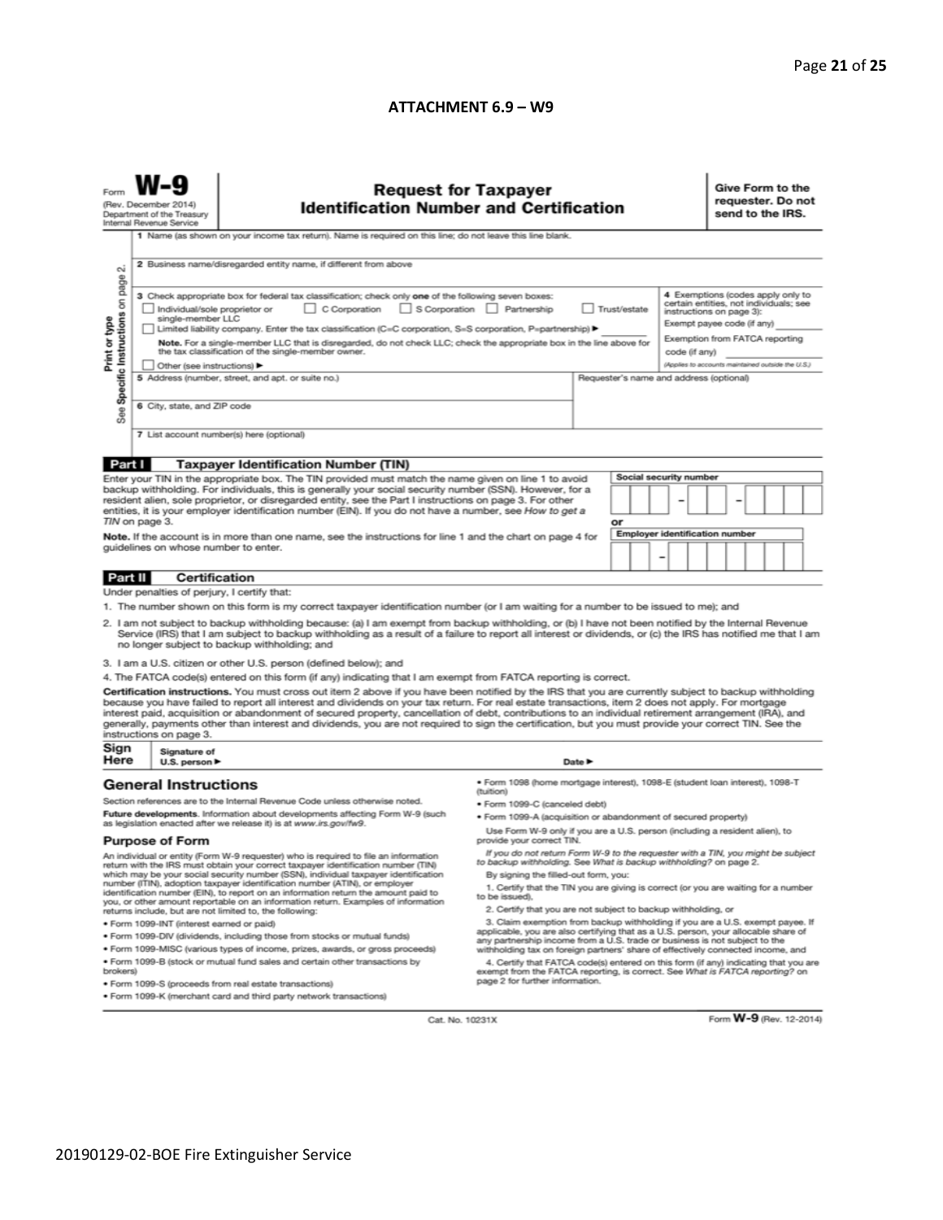## ATTACHMENT 6.9 – W9

Form **W-9**
(Rev. December 2014)
Department of the Treasury
Internal Revenue Service

# Request for Taxpayer Identification Number and Certification

**Give Form to the requester. Do not send to the IRS.**

Print or type
See Specific Instructions on page 2.

1 Name (as shown on your income tax return). Name is required on this line; do not leave this line blank.

2 Business name/disregarded entity name, if different from above

3 Check appropriate box for federal tax classification; check only **one** of the following seven boxes:

☐ Individual/sole proprietor or single-member LLC ☐ C Corporation ☐ S Corporation ☐ Partnership ☐ Trust/estate

☐ Limited liability company. Enter the tax classification (C=C corporation, S=S corporation, P=partnership) ▶ ________

**Note.** For a single-member LLC that is disregarded, do not check LLC; check the appropriate box in the line above for the tax classification of the single-member owner.

☐ Other (see instructions) ▶

4 Exemptions (codes apply only to certain entities, not individuals; see instructions on page 3):

Exempt payee code (if any) ________

Exemption from FATCA reporting code (if any) ________

(Applies to accounts maintained outside the U.S.)

5 Address (number, street, and apt. or suite no.)

Requester's name and address (optional)

6 City, state, and ZIP code

7 List account number(s) here (optional)

## Part I Taxpayer Identification Number (TIN)

Enter your TIN in the appropriate box. The TIN provided must match the name given on line 1 to avoid backup withholding. For individuals, this is generally your social security number (SSN). However, for a resident alien, sole proprietor, or disregarded entity, see the Part I instructions on page 3. For other entities, it is your employer identification number (EIN). If you do not have a number, see *How to get a TIN* on page 3.

**Note.** If the account is in more than one name, see the instructions for line 1 and the chart on page 4 for guidelines on whose number to enter.

**Social security number**

☐☐☐ – ☐☐ – ☐☐☐☐

or

**Employer identification number**

☐☐ – ☐☐☐☐☐☐☐

## Part II Certification

Under penalties of perjury, I certify that:

1. The number shown on this form is my correct taxpayer identification number (or I am waiting for a number to be issued to me); and
2. I am not subject to backup withholding because: (a) I am exempt from backup withholding, or (b) I have not been notified by the Internal Revenue Service (IRS) that I am subject to backup withholding as a result of a failure to report all interest or dividends, or (c) the IRS has notified me that I am no longer subject to backup withholding; and
3. I am a U.S. citizen or other U.S. person (defined below); and
4. The FATCA code(s) entered on this form (if any) indicating that I am exempt from FATCA reporting is correct.

**Certification instructions.** You must cross out item 2 above if you have been notified by the IRS that you are currently subject to backup withholding because you have failed to report all interest and dividends on your tax return. For real estate transactions, item 2 does not apply. For mortgage interest paid, acquisition or abandonment of secured property, cancellation of debt, contributions to an individual retirement arrangement (IRA), and generally, payments other than interest and dividends, you are not required to sign the certification, but you must provide your correct TIN. See the instructions on page 3.

**Sign Here** Signature of U.S. person ▶ Date ▶

## General Instructions

Section references are to the Internal Revenue Code unless otherwise noted.

**Future developments.** Information about developments affecting Form W-9 (such as legislation enacted after we release it) is at *www.irs.gov/fw9*.

### Purpose of Form

An individual or entity (Form W-9 requester) who is required to file an information return with the IRS must obtain your correct taxpayer identification number (TIN) which may be your social security number (SSN), individual taxpayer identification number (ITIN), adoption taxpayer identification number (ATIN), or employer identification number (EIN), to report on an information return the amount paid to you, or other amount reportable on an information return. Examples of information returns include, but are not limited to, the following:

- Form 1099-INT (interest earned or paid)
- Form 1099-DIV (dividends, including those from stocks or mutual funds)
- Form 1099-MISC (various types of income, prizes, awards, or gross proceeds)
- Form 1099-B (stock or mutual fund sales and certain other transactions by brokers)
- Form 1099-S (proceeds from real estate transactions)
- Form 1099-K (merchant card and third party network transactions)
- Form 1098 (home mortgage interest), 1098-E (student loan interest), 1098-T (tuition)
- Form 1099-C (canceled debt)
- Form 1099-A (acquisition or abandonment of secured property)

Use Form W-9 only if you are a U.S. person (including a resident alien), to provide your correct TIN.

*If you do not return Form W-9 to the requester with a TIN, you might be subject to backup withholding. See What is backup withholding? on page 2.*

By signing the filled-out form, you:

1. Certify that the TIN you are giving is correct (or you are waiting for a number to be issued),
2. Certify that you are not subject to backup withholding, or
3. Claim exemption from backup withholding if you are a U.S. exempt payee. If applicable, you are also certifying that as a U.S. person, your allocable share of any partnership income from a U.S. trade or business is not subject to the withholding tax on foreign partners' share of effectively connected income, and
4. Certify that FATCA code(s) entered on this form (if any) indicating that you are exempt from the FATCA reporting, is correct. See *What is FATCA reporting?* on page 2 for further information.

Cat. No. 10231X Form **W-9** (Rev. 12-2014)

20190129-02-BOE Fire Extinguisher Service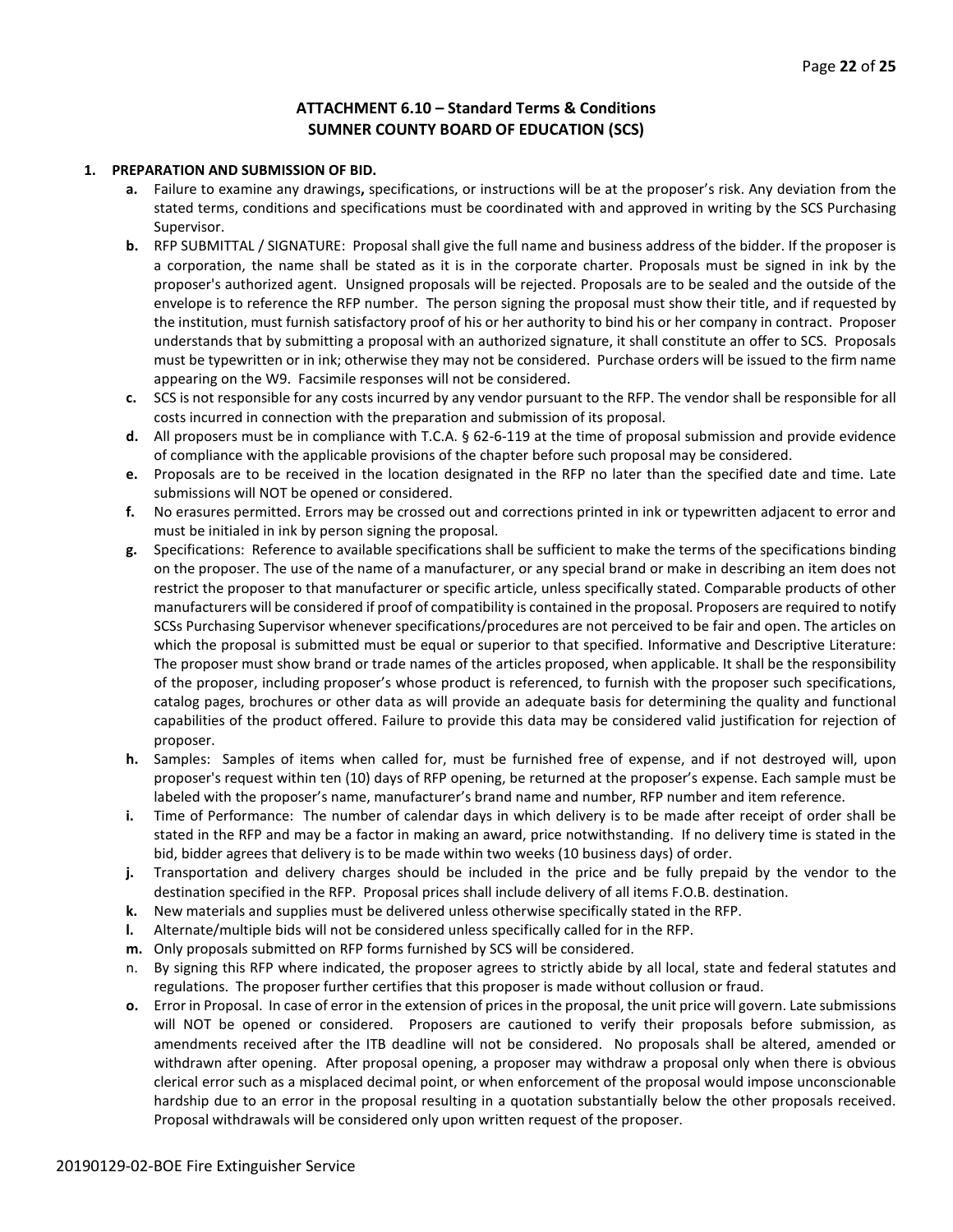## ATTACHMENT 6.10 – Standard Terms & Conditions
## SUMNER COUNTY BOARD OF EDUCATION (SCS)

**1. PREPARATION AND SUBMISSION OF BID.**

**a.** Failure to examine any drawings**,** specifications, or instructions will be at the proposer's risk. Any deviation from the stated terms, conditions and specifications must be coordinated with and approved in writing by the SCS Purchasing Supervisor.

**b.** RFP SUBMITTAL / SIGNATURE: Proposal shall give the full name and business address of the bidder. If the proposer is a corporation, the name shall be stated as it is in the corporate charter. Proposals must be signed in ink by the proposer's authorized agent. Unsigned proposals will be rejected. Proposals are to be sealed and the outside of the envelope is to reference the RFP number. The person signing the proposal must show their title, and if requested by the institution, must furnish satisfactory proof of his or her authority to bind his or her company in contract. Proposer understands that by submitting a proposal with an authorized signature, it shall constitute an offer to SCS. Proposals must be typewritten or in ink; otherwise they may not be considered. Purchase orders will be issued to the firm name appearing on the W9. Facsimile responses will not be considered.

**c.** SCS is not responsible for any costs incurred by any vendor pursuant to the RFP. The vendor shall be responsible for all costs incurred in connection with the preparation and submission of its proposal.

**d.** All proposers must be in compliance with T.C.A. § 62-6-119 at the time of proposal submission and provide evidence of compliance with the applicable provisions of the chapter before such proposal may be considered.

**e.** Proposals are to be received in the location designated in the RFP no later than the specified date and time. Late submissions will NOT be opened or considered.

**f.** No erasures permitted. Errors may be crossed out and corrections printed in ink or typewritten adjacent to error and must be initialed in ink by person signing the proposal.

**g.** Specifications: Reference to available specifications shall be sufficient to make the terms of the specifications binding on the proposer. The use of the name of a manufacturer, or any special brand or make in describing an item does not restrict the proposer to that manufacturer or specific article, unless specifically stated. Comparable products of other manufacturers will be considered if proof of compatibility is contained in the proposal. Proposers are required to notify SCSs Purchasing Supervisor whenever specifications/procedures are not perceived to be fair and open. The articles on which the proposal is submitted must be equal or superior to that specified. Informative and Descriptive Literature: The proposer must show brand or trade names of the articles proposed, when applicable. It shall be the responsibility of the proposer, including proposer's whose product is referenced, to furnish with the proposer such specifications, catalog pages, brochures or other data as will provide an adequate basis for determining the quality and functional capabilities of the product offered. Failure to provide this data may be considered valid justification for rejection of proposer.

**h.** Samples: Samples of items when called for, must be furnished free of expense, and if not destroyed will, upon proposer's request within ten (10) days of RFP opening, be returned at the proposer's expense. Each sample must be labeled with the proposer's name, manufacturer's brand name and number, RFP number and item reference.

**i.** Time of Performance: The number of calendar days in which delivery is to be made after receipt of order shall be stated in the RFP and may be a factor in making an award, price notwithstanding. If no delivery time is stated in the bid, bidder agrees that delivery is to be made within two weeks (10 business days) of order.

**j.** Transportation and delivery charges should be included in the price and be fully prepaid by the vendor to the destination specified in the RFP. Proposal prices shall include delivery of all items F.O.B. destination.

**k.** New materials and supplies must be delivered unless otherwise specifically stated in the RFP.

**l.** Alternate/multiple bids will not be considered unless specifically called for in the RFP.

**m.** Only proposals submitted on RFP forms furnished by SCS will be considered.

n. By signing this RFP where indicated, the proposer agrees to strictly abide by all local, state and federal statutes and regulations. The proposer further certifies that this proposer is made without collusion or fraud.

**o.** Error in Proposal. In case of error in the extension of prices in the proposal, the unit price will govern. Late submissions will NOT be opened or considered. Proposers are cautioned to verify their proposals before submission, as amendments received after the ITB deadline will not be considered. No proposals shall be altered, amended or withdrawn after opening. After proposal opening, a proposer may withdraw a proposal only when there is obvious clerical error such as a misplaced decimal point, or when enforcement of the proposal would impose unconscionable hardship due to an error in the proposal resulting in a quotation substantially below the other proposals received. Proposal withdrawals will be considered only upon written request of the proposer.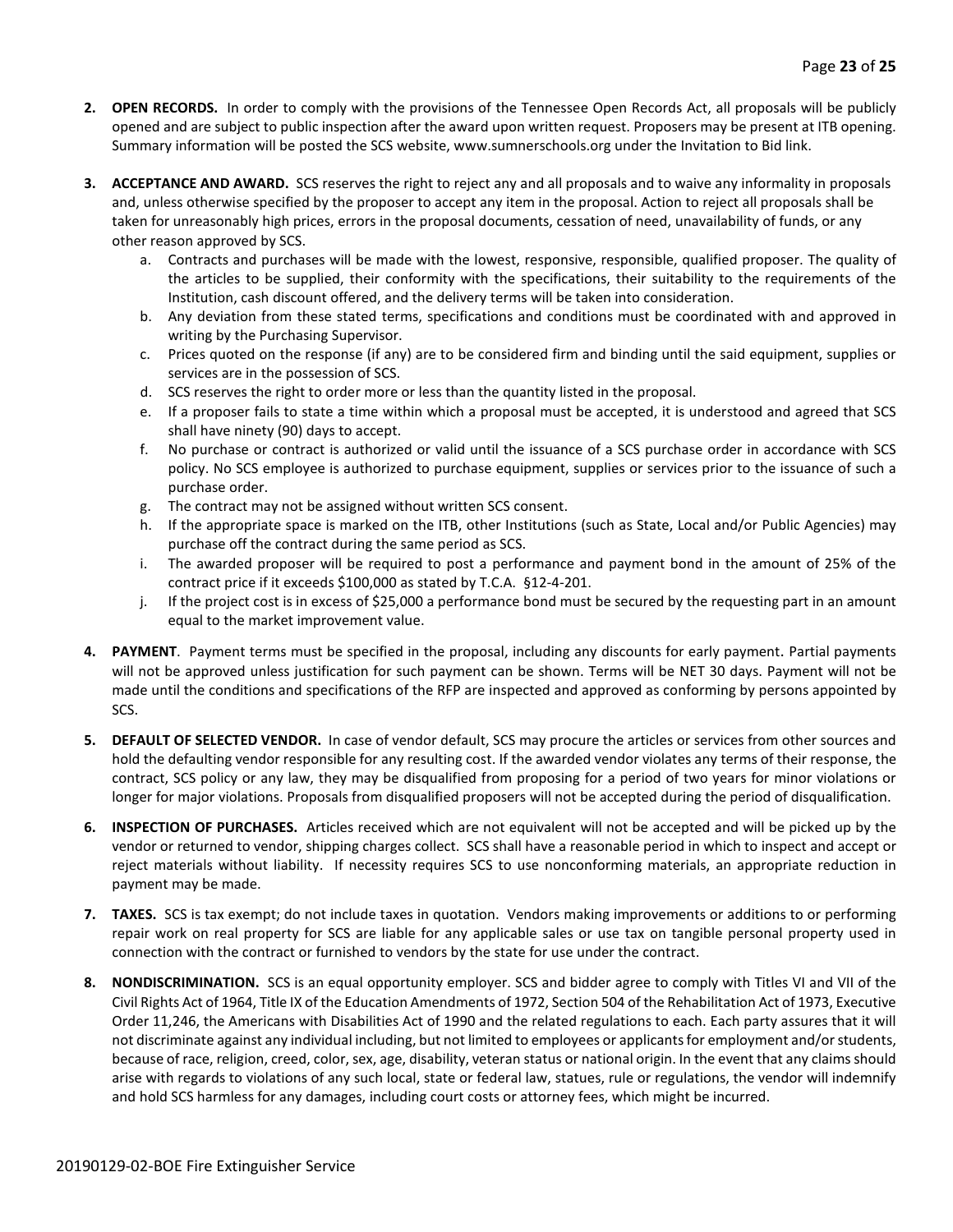2. **OPEN RECORDS.** In order to comply with the provisions of the Tennessee Open Records Act, all proposals will be publicly opened and are subject to public inspection after the award upon written request. Proposers may be present at ITB opening. Summary information will be posted the SCS website, www.sumnerschools.org under the Invitation to Bid link.

3. **ACCEPTANCE AND AWARD.** SCS reserves the right to reject any and all proposals and to waive any informality in proposals and, unless otherwise specified by the proposer to accept any item in the proposal. Action to reject all proposals shall be taken for unreasonably high prices, errors in the proposal documents, cessation of need, unavailability of funds, or any other reason approved by SCS.
   a. Contracts and purchases will be made with the lowest, responsive, responsible, qualified proposer. The quality of the articles to be supplied, their conformity with the specifications, their suitability to the requirements of the Institution, cash discount offered, and the delivery terms will be taken into consideration.
   b. Any deviation from these stated terms, specifications and conditions must be coordinated with and approved in writing by the Purchasing Supervisor.
   c. Prices quoted on the response (if any) are to be considered firm and binding until the said equipment, supplies or services are in the possession of SCS.
   d. SCS reserves the right to order more or less than the quantity listed in the proposal.
   e. If a proposer fails to state a time within which a proposal must be accepted, it is understood and agreed that SCS shall have ninety (90) days to accept.
   f. No purchase or contract is authorized or valid until the issuance of a SCS purchase order in accordance with SCS policy. No SCS employee is authorized to purchase equipment, supplies or services prior to the issuance of such a purchase order.
   g. The contract may not be assigned without written SCS consent.
   h. If the appropriate space is marked on the ITB, other Institutions (such as State, Local and/or Public Agencies) may purchase off the contract during the same period as SCS.
   i. The awarded proposer will be required to post a performance and payment bond in the amount of 25% of the contract price if it exceeds $100,000 as stated by T.C.A. §12-4-201.
   j. If the project cost is in excess of $25,000 a performance bond must be secured by the requesting part in an amount equal to the market improvement value.

4. **PAYMENT**. Payment terms must be specified in the proposal, including any discounts for early payment. Partial payments will not be approved unless justification for such payment can be shown. Terms will be NET 30 days. Payment will not be made until the conditions and specifications of the RFP are inspected and approved as conforming by persons appointed by SCS.

5. **DEFAULT OF SELECTED VENDOR.** In case of vendor default, SCS may procure the articles or services from other sources and hold the defaulting vendor responsible for any resulting cost. If the awarded vendor violates any terms of their response, the contract, SCS policy or any law, they may be disqualified from proposing for a period of two years for minor violations or longer for major violations. Proposals from disqualified proposers will not be accepted during the period of disqualification.

6. **INSPECTION OF PURCHASES.** Articles received which are not equivalent will not be accepted and will be picked up by the vendor or returned to vendor, shipping charges collect. SCS shall have a reasonable period in which to inspect and accept or reject materials without liability. If necessity requires SCS to use nonconforming materials, an appropriate reduction in payment may be made.

7. **TAXES.** SCS is tax exempt; do not include taxes in quotation. Vendors making improvements or additions to or performing repair work on real property for SCS are liable for any applicable sales or use tax on tangible personal property used in connection with the contract or furnished to vendors by the state for use under the contract.

8. **NONDISCRIMINATION.** SCS is an equal opportunity employer. SCS and bidder agree to comply with Titles VI and VII of the Civil Rights Act of 1964, Title IX of the Education Amendments of 1972, Section 504 of the Rehabilitation Act of 1973, Executive Order 11,246, the Americans with Disabilities Act of 1990 and the related regulations to each. Each party assures that it will not discriminate against any individual including, but not limited to employees or applicants for employment and/or students, because of race, religion, creed, color, sex, age, disability, veteran status or national origin. In the event that any claims should arise with regards to violations of any such local, state or federal law, statues, rule or regulations, the vendor will indemnify and hold SCS harmless for any damages, including court costs or attorney fees, which might be incurred.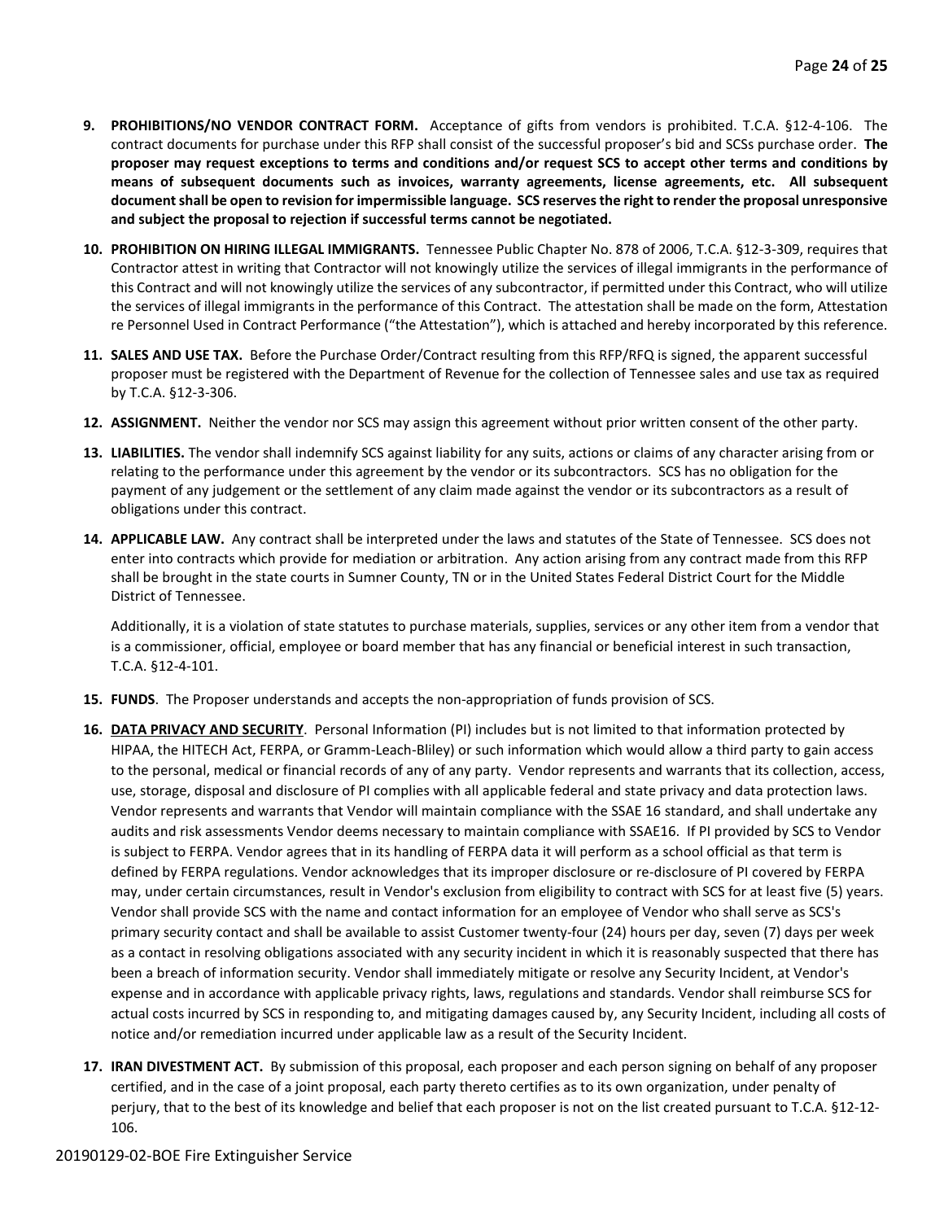9. **PROHIBITIONS/NO VENDOR CONTRACT FORM.** Acceptance of gifts from vendors is prohibited. T.C.A. §12-4-106. The contract documents for purchase under this RFP shall consist of the successful proposer's bid and SCSs purchase order. **The proposer may request exceptions to terms and conditions and/or request SCS to accept other terms and conditions by means of subsequent documents such as invoices, warranty agreements, license agreements, etc. All subsequent document shall be open to revision for impermissible language. SCS reserves the right to render the proposal unresponsive and subject the proposal to rejection if successful terms cannot be negotiated.**

10. **PROHIBITION ON HIRING ILLEGAL IMMIGRANTS.** Tennessee Public Chapter No. 878 of 2006, T.C.A. §12-3-309, requires that Contractor attest in writing that Contractor will not knowingly utilize the services of illegal immigrants in the performance of this Contract and will not knowingly utilize the services of any subcontractor, if permitted under this Contract, who will utilize the services of illegal immigrants in the performance of this Contract. The attestation shall be made on the form, Attestation re Personnel Used in Contract Performance ("the Attestation"), which is attached and hereby incorporated by this reference.

11. **SALES AND USE TAX.** Before the Purchase Order/Contract resulting from this RFP/RFQ is signed, the apparent successful proposer must be registered with the Department of Revenue for the collection of Tennessee sales and use tax as required by T.C.A. §12-3-306.

12. **ASSIGNMENT.** Neither the vendor nor SCS may assign this agreement without prior written consent of the other party.

13. **LIABILITIES.** The vendor shall indemnify SCS against liability for any suits, actions or claims of any character arising from or relating to the performance under this agreement by the vendor or its subcontractors. SCS has no obligation for the payment of any judgement or the settlement of any claim made against the vendor or its subcontractors as a result of obligations under this contract.

14. **APPLICABLE LAW.** Any contract shall be interpreted under the laws and statutes of the State of Tennessee. SCS does not enter into contracts which provide for mediation or arbitration. Any action arising from any contract made from this RFP shall be brought in the state courts in Sumner County, TN or in the United States Federal District Court for the Middle District of Tennessee.

    Additionally, it is a violation of state statutes to purchase materials, supplies, services or any other item from a vendor that is a commissioner, official, employee or board member that has any financial or beneficial interest in such transaction, T.C.A. §12-4-101.

15. **FUNDS**. The Proposer understands and accepts the non-appropriation of funds provision of SCS.

16. **DATA PRIVACY AND SECURITY**. Personal Information (PI) includes but is not limited to that information protected by HIPAA, the HITECH Act, FERPA, or Gramm-Leach-Bliley) or such information which would allow a third party to gain access to the personal, medical or financial records of any of any party. Vendor represents and warrants that its collection, access, use, storage, disposal and disclosure of PI complies with all applicable federal and state privacy and data protection laws. Vendor represents and warrants that Vendor will maintain compliance with the SSAE 16 standard, and shall undertake any audits and risk assessments Vendor deems necessary to maintain compliance with SSAE16. If PI provided by SCS to Vendor is subject to FERPA. Vendor agrees that in its handling of FERPA data it will perform as a school official as that term is defined by FERPA regulations. Vendor acknowledges that its improper disclosure or re-disclosure of PI covered by FERPA may, under certain circumstances, result in Vendor's exclusion from eligibility to contract with SCS for at least five (5) years. Vendor shall provide SCS with the name and contact information for an employee of Vendor who shall serve as SCS's primary security contact and shall be available to assist Customer twenty-four (24) hours per day, seven (7) days per week as a contact in resolving obligations associated with any security incident in which it is reasonably suspected that there has been a breach of information security. Vendor shall immediately mitigate or resolve any Security Incident, at Vendor's expense and in accordance with applicable privacy rights, laws, regulations and standards. Vendor shall reimburse SCS for actual costs incurred by SCS in responding to, and mitigating damages caused by, any Security Incident, including all costs of notice and/or remediation incurred under applicable law as a result of the Security Incident.

17. **IRAN DIVESTMENT ACT.** By submission of this proposal, each proposer and each person signing on behalf of any proposer certified, and in the case of a joint proposal, each party thereto certifies as to its own organization, under penalty of perjury, that to the best of its knowledge and belief that each proposer is not on the list created pursuant to T.C.A. §12-12-106.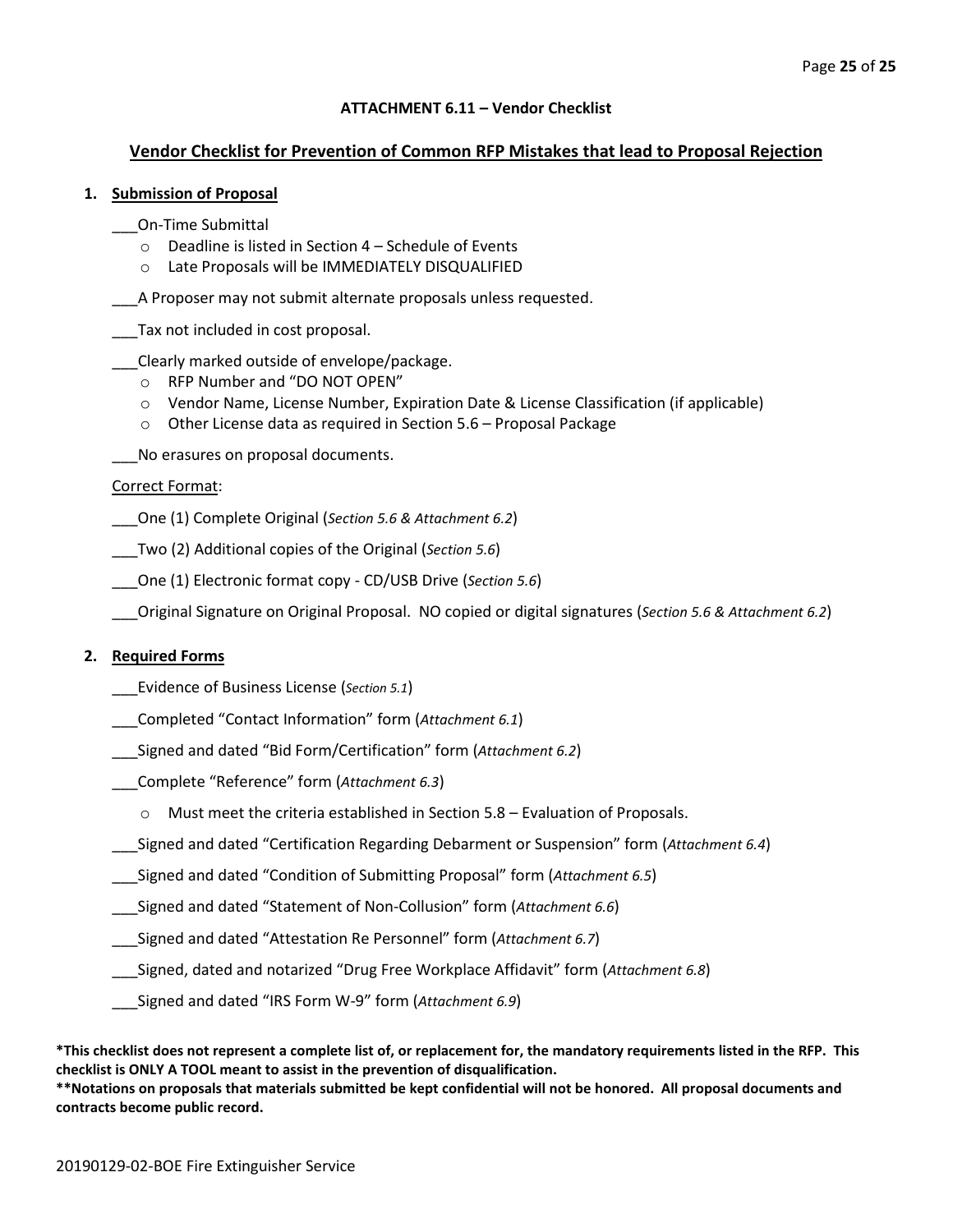### ATTACHMENT 6.11 – Vendor Checklist

## Vendor Checklist for Prevention of Common RFP Mistakes that lead to Proposal Rejection

1. **Submission of Proposal**

   ___On-Time Submittal
   - Deadline is listed in Section 4 – Schedule of Events
   - Late Proposals will be IMMEDIATELY DISQUALIFIED

   ___A Proposer may not submit alternate proposals unless requested.

   ___Tax not included in cost proposal.

   ___Clearly marked outside of envelope/package.
   - RFP Number and "DO NOT OPEN"
   - Vendor Name, License Number, Expiration Date & License Classification (if applicable)
   - Other License data as required in Section 5.6 – Proposal Package

   ___No erasures on proposal documents.

   Correct Format:

   ___One (1) Complete Original (*Section 5.6 & Attachment 6.2*)

   ___Two (2) Additional copies of the Original (*Section 5.6*)

   ___One (1) Electronic format copy - CD/USB Drive (*Section 5.6*)

   ___Original Signature on Original Proposal. NO copied or digital signatures (*Section 5.6 & Attachment 6.2*)

2. **Required Forms**

   ___Evidence of Business License (*Section 5.1*)

   ___Completed "Contact Information" form (*Attachment 6.1*)

   ___Signed and dated "Bid Form/Certification" form (*Attachment 6.2*)

   ___Complete "Reference" form (*Attachment 6.3*)
   - Must meet the criteria established in Section 5.8 – Evaluation of Proposals.

   ___Signed and dated "Certification Regarding Debarment or Suspension" form (*Attachment 6.4*)

   ___Signed and dated "Condition of Submitting Proposal" form (*Attachment 6.5*)

   ___Signed and dated "Statement of Non-Collusion" form (*Attachment 6.6*)

   ___Signed and dated "Attestation Re Personnel" form (*Attachment 6.7*)

   ___Signed, dated and notarized "Drug Free Workplace Affidavit" form (*Attachment 6.8*)

   ___Signed and dated "IRS Form W-9" form (*Attachment 6.9*)

**\*This checklist does not represent a complete list of, or replacement for, the mandatory requirements listed in the RFP. This checklist is ONLY A TOOL meant to assist in the prevention of disqualification.**

**\*\*Notations on proposals that materials submitted be kept confidential will not be honored. All proposal documents and contracts become public record.**

20190129-02-BOE Fire Extinguisher Service